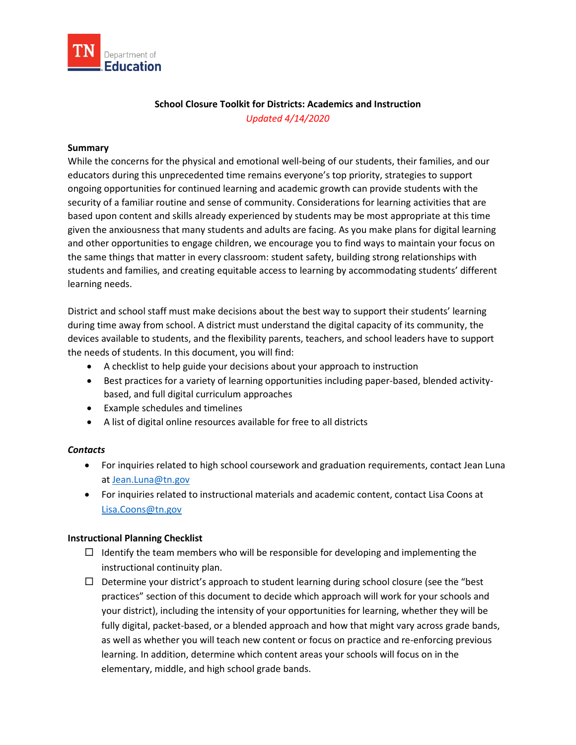TN Department of Education

# School Closure Toolkit for Districts: Academics and Instruction

*Updated 4/14/2020*

## Summary

While the concerns for the physical and emotional well-being of our students, their families, and our educators during this unprecedented time remains everyone's top priority, strategies to support ongoing opportunities for continued learning and academic growth can provide students with the security of a familiar routine and sense of community. Considerations for learning activities that are based upon content and skills already experienced by students may be most appropriate at this time given the anxiousness that many students and adults are facing. As you make plans for digital learning and other opportunities to engage children, we encourage you to find ways to maintain your focus on the same things that matter in every classroom: student safety, building strong relationships with students and families, and creating equitable access to learning by accommodating students' different learning needs.

District and school staff must make decisions about the best way to support their students' learning during time away from school. A district must understand the digital capacity of its community, the devices available to students, and the flexibility parents, teachers, and school leaders have to support the needs of students. In this document, you will find:

- A checklist to help guide your decisions about your approach to instruction
- Best practices for a variety of learning opportunities including paper-based, blended activity-based, and full digital curriculum approaches
- Example schedules and timelines
- A list of digital online resources available for free to all districts

### *Contacts*

- For inquiries related to high school coursework and graduation requirements, contact Jean Luna at Jean.Luna@tn.gov
- For inquiries related to instructional materials and academic content, contact Lisa Coons at Lisa.Coons@tn.gov

## Instructional Planning Checklist

- ☐ Identify the team members who will be responsible for developing and implementing the instructional continuity plan.
- ☐ Determine your district's approach to student learning during school closure (see the "best practices" section of this document to decide which approach will work for your schools and your district), including the intensity of your opportunities for learning, whether they will be fully digital, packet-based, or a blended approach and how that might vary across grade bands, as well as whether you will teach new content or focus on practice and re-enforcing previous learning. In addition, determine which content areas your schools will focus on in the elementary, middle, and high school grade bands.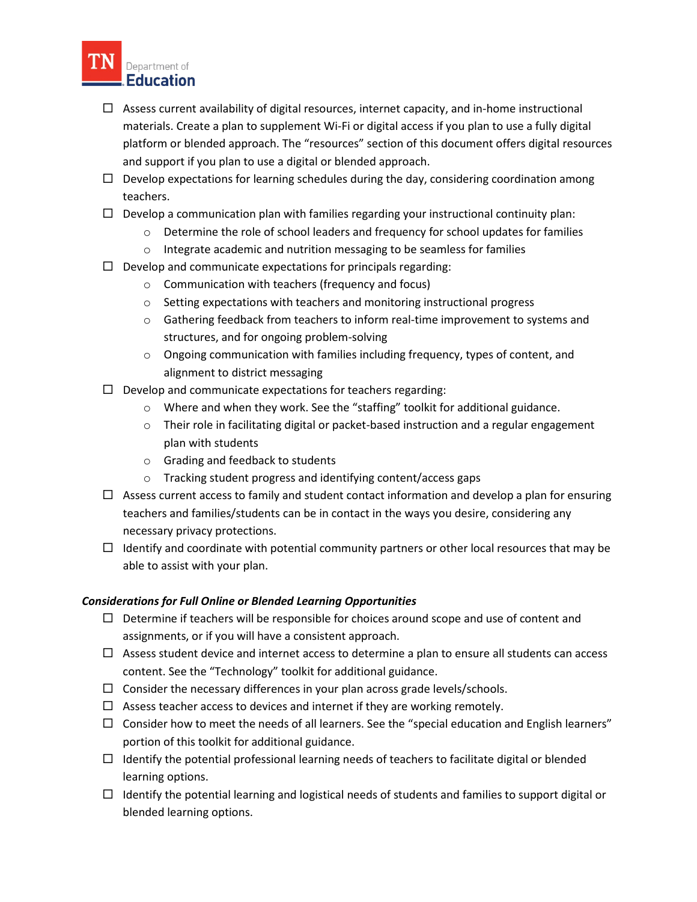- ☐ Assess current availability of digital resources, internet capacity, and in-home instructional materials. Create a plan to supplement Wi-Fi or digital access if you plan to use a fully digital platform or blended approach. The "resources" section of this document offers digital resources and support if you plan to use a digital or blended approach.
- ☐ Develop expectations for learning schedules during the day, considering coordination among teachers.
- ☐ Develop a communication plan with families regarding your instructional continuity plan:
  - Determine the role of school leaders and frequency for school updates for families
  - Integrate academic and nutrition messaging to be seamless for families
- ☐ Develop and communicate expectations for principals regarding:
  - Communication with teachers (frequency and focus)
  - Setting expectations with teachers and monitoring instructional progress
  - Gathering feedback from teachers to inform real-time improvement to systems and structures, and for ongoing problem-solving
  - Ongoing communication with families including frequency, types of content, and alignment to district messaging
- ☐ Develop and communicate expectations for teachers regarding:
  - Where and when they work. See the "staffing" toolkit for additional guidance.
  - Their role in facilitating digital or packet-based instruction and a regular engagement plan with students
  - Grading and feedback to students
  - Tracking student progress and identifying content/access gaps
- ☐ Assess current access to family and student contact information and develop a plan for ensuring teachers and families/students can be in contact in the ways you desire, considering any necessary privacy protections.
- ☐ Identify and coordinate with potential community partners or other local resources that may be able to assist with your plan.

***Considerations for Full Online or Blended Learning Opportunities***

- ☐ Determine if teachers will be responsible for choices around scope and use of content and assignments, or if you will have a consistent approach.
- ☐ Assess student device and internet access to determine a plan to ensure all students can access content. See the "Technology" toolkit for additional guidance.
- ☐ Consider the necessary differences in your plan across grade levels/schools.
- ☐ Assess teacher access to devices and internet if they are working remotely.
- ☐ Consider how to meet the needs of all learners. See the "special education and English learners" portion of this toolkit for additional guidance.
- ☐ Identify the potential professional learning needs of teachers to facilitate digital or blended learning options.
- ☐ Identify the potential learning and logistical needs of students and families to support digital or blended learning options.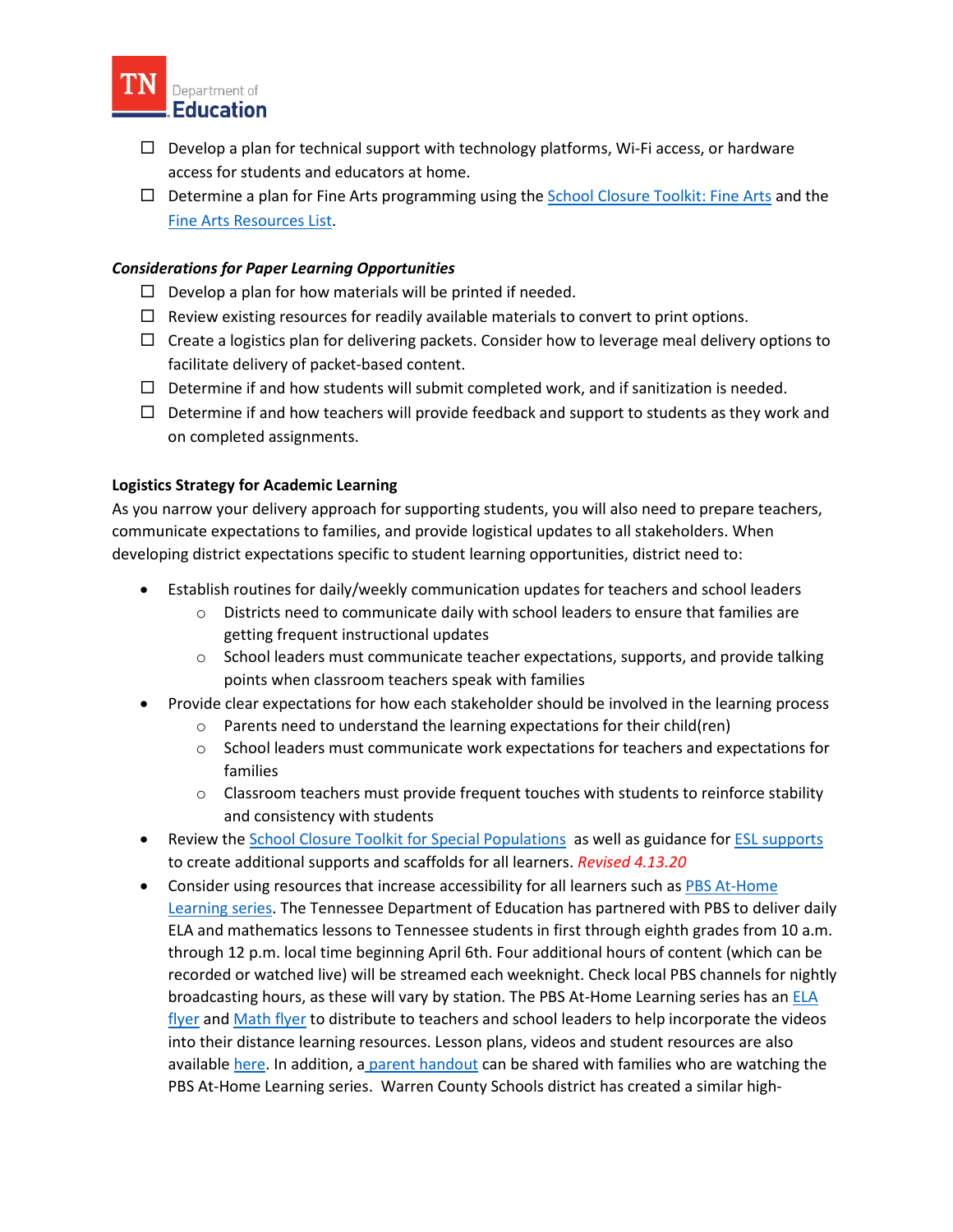- ☐ Develop a plan for technical support with technology platforms, Wi-Fi access, or hardware access for students and educators at home.
- ☐ Determine a plan for Fine Arts programming using the School Closure Toolkit: Fine Arts and the Fine Arts Resources List.

***Considerations for Paper Learning Opportunities***

- ☐ Develop a plan for how materials will be printed if needed.
- ☐ Review existing resources for readily available materials to convert to print options.
- ☐ Create a logistics plan for delivering packets. Consider how to leverage meal delivery options to facilitate delivery of packet-based content.
- ☐ Determine if and how students will submit completed work, and if sanitization is needed.
- ☐ Determine if and how teachers will provide feedback and support to students as they work and on completed assignments.

**Logistics Strategy for Academic Learning**

As you narrow your delivery approach for supporting students, you will also need to prepare teachers, communicate expectations to families, and provide logistical updates to all stakeholders. When developing district expectations specific to student learning opportunities, district need to:

- Establish routines for daily/weekly communication updates for teachers and school leaders
  - Districts need to communicate daily with school leaders to ensure that families are getting frequent instructional updates
  - School leaders must communicate teacher expectations, supports, and provide talking points when classroom teachers speak with families
- Provide clear expectations for how each stakeholder should be involved in the learning process
  - Parents need to understand the learning expectations for their child(ren)
  - School leaders must communicate work expectations for teachers and expectations for families
  - Classroom teachers must provide frequent touches with students to reinforce stability and consistency with students
- Review the School Closure Toolkit for Special Populations as well as guidance for ESL supports to create additional supports and scaffolds for all learners. *Revised 4.13.20*
- Consider using resources that increase accessibility for all learners such as PBS At-Home Learning series. The Tennessee Department of Education has partnered with PBS to deliver daily ELA and mathematics lessons to Tennessee students in first through eighth grades from 10 a.m. through 12 p.m. local time beginning April 6th. Four additional hours of content (which can be recorded or watched live) will be streamed each weeknight. Check local PBS channels for nightly broadcasting hours, as these will vary by station. The PBS At-Home Learning series has an ELA flyer and Math flyer to distribute to teachers and school leaders to help incorporate the videos into their distance learning resources. Lesson plans, videos and student resources are also available here. In addition, a parent handout can be shared with families who are watching the PBS At-Home Learning series. Warren County Schools district has created a similar high-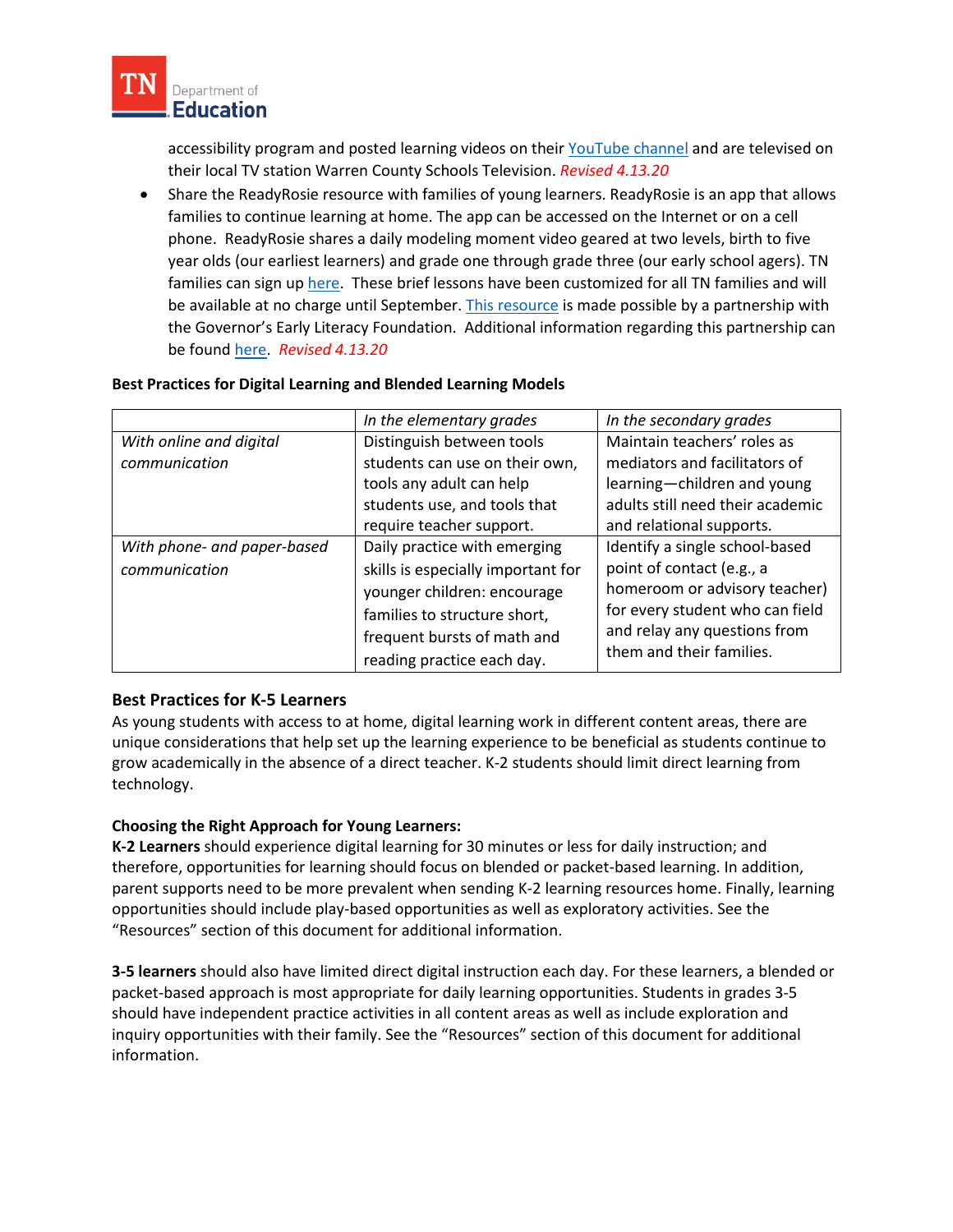accessibility program and posted learning videos on their YouTube channel and are televised on their local TV station Warren County Schools Television. *Revised 4.13.20*

- Share the ReadyRosie resource with families of young learners. ReadyRosie is an app that allows families to continue learning at home. The app can be accessed on the Internet or on a cell phone. ReadyRosie shares a daily modeling moment video geared at two levels, birth to five year olds (our earliest learners) and grade one through grade three (our early school agers). TN families can sign up here. These brief lessons have been customized for all TN families and will be available at no charge until September. This resource is made possible by a partnership with the Governor's Early Literacy Foundation. Additional information regarding this partnership can be found here. *Revised 4.13.20*

**Best Practices for Digital Learning and Blended Learning Models**

| | *In the elementary grades* | *In the secondary grades* |
|---|---|---|
| *With online and digital communication* | Distinguish between tools students can use on their own, tools any adult can help students use, and tools that require teacher support. | Maintain teachers' roles as mediators and facilitators of learning—children and young adults still need their academic and relational supports. |
| *With phone- and paper-based communication* | Daily practice with emerging skills is especially important for younger children: encourage families to structure short, frequent bursts of math and reading practice each day. | Identify a single school-based point of contact (e.g., a homeroom or advisory teacher) for every student who can field and relay any questions from them and their families. |

## Best Practices for K-5 Learners

As young students with access to at home, digital learning work in different content areas, there are unique considerations that help set up the learning experience to be beneficial as students continue to grow academically in the absence of a direct teacher. K-2 students should limit direct learning from technology.

**Choosing the Right Approach for Young Learners:**

**K-2 Learners** should experience digital learning for 30 minutes or less for daily instruction; and therefore, opportunities for learning should focus on blended or packet-based learning. In addition, parent supports need to be more prevalent when sending K-2 learning resources home. Finally, learning opportunities should include play-based opportunities as well as exploratory activities. See the "Resources" section of this document for additional information.

**3-5 learners** should also have limited direct digital instruction each day. For these learners, a blended or packet-based approach is most appropriate for daily learning opportunities. Students in grades 3-5 should have independent practice activities in all content areas as well as include exploration and inquiry opportunities with their family. See the "Resources" section of this document for additional information.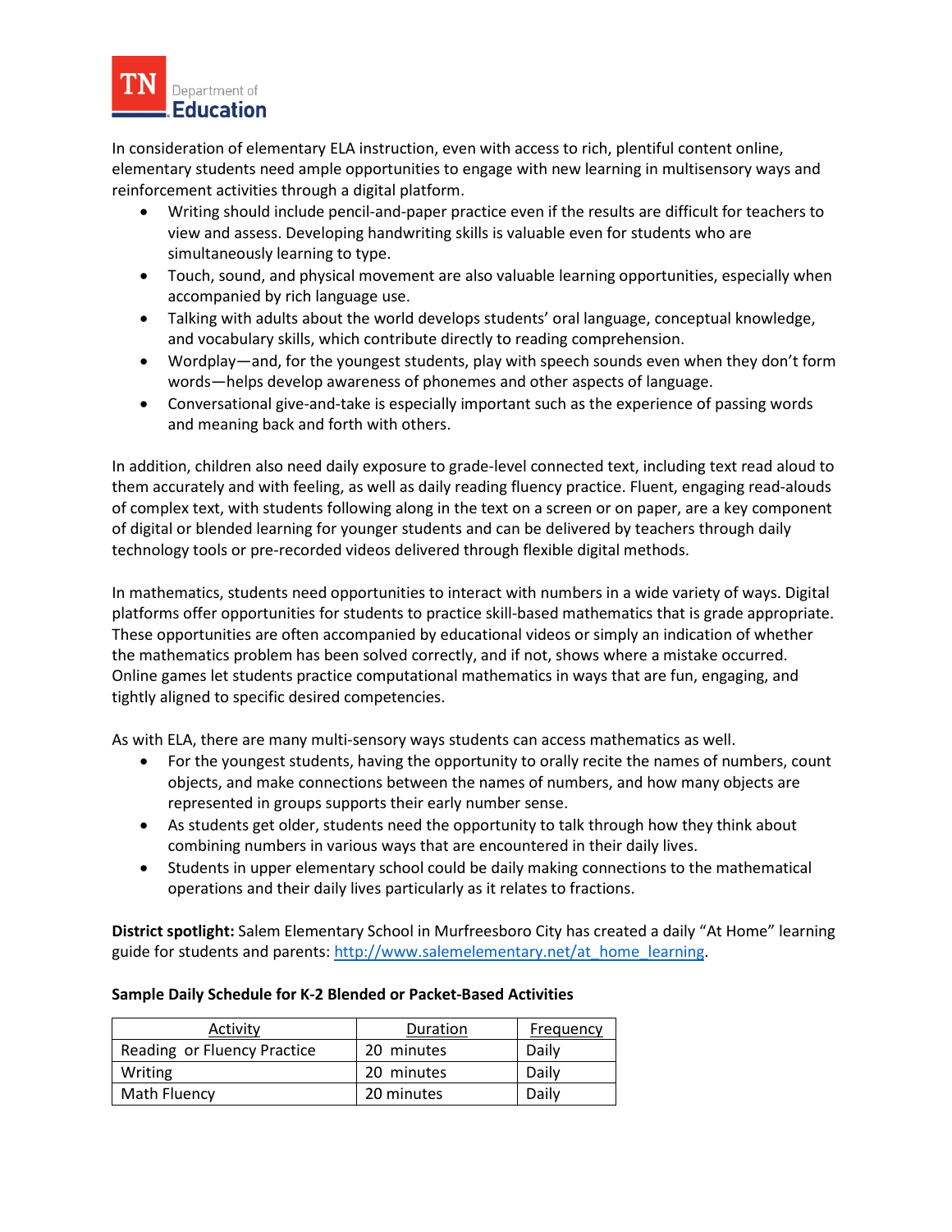In consideration of elementary ELA instruction, even with access to rich, plentiful content online, elementary students need ample opportunities to engage with new learning in multisensory ways and reinforcement activities through a digital platform.

- Writing should include pencil-and-paper practice even if the results are difficult for teachers to view and assess. Developing handwriting skills is valuable even for students who are simultaneously learning to type.
- Touch, sound, and physical movement are also valuable learning opportunities, especially when accompanied by rich language use.
- Talking with adults about the world develops students' oral language, conceptual knowledge, and vocabulary skills, which contribute directly to reading comprehension.
- Wordplay—and, for the youngest students, play with speech sounds even when they don't form words—helps develop awareness of phonemes and other aspects of language.
- Conversational give-and-take is especially important such as the experience of passing words and meaning back and forth with others.

In addition, children also need daily exposure to grade-level connected text, including text read aloud to them accurately and with feeling, as well as daily reading fluency practice. Fluent, engaging read-alouds of complex text, with students following along in the text on a screen or on paper, are a key component of digital or blended learning for younger students and can be delivered by teachers through daily technology tools or pre-recorded videos delivered through flexible digital methods.

In mathematics, students need opportunities to interact with numbers in a wide variety of ways. Digital platforms offer opportunities for students to practice skill-based mathematics that is grade appropriate. These opportunities are often accompanied by educational videos or simply an indication of whether the mathematics problem has been solved correctly, and if not, shows where a mistake occurred. Online games let students practice computational mathematics in ways that are fun, engaging, and tightly aligned to specific desired competencies.

As with ELA, there are many multi-sensory ways students can access mathematics as well.

- For the youngest students, having the opportunity to orally recite the names of numbers, count objects, and make connections between the names of numbers, and how many objects are represented in groups supports their early number sense.
- As students get older, students need the opportunity to talk through how they think about combining numbers in various ways that are encountered in their daily lives.
- Students in upper elementary school could be daily making connections to the mathematical operations and their daily lives particularly as it relates to fractions.

**District spotlight:** Salem Elementary School in Murfreesboro City has created a daily "At Home" learning guide for students and parents: http://www.salemelementary.net/at_home_learning.

**Sample Daily Schedule for K-2 Blended or Packet-Based Activities**

| Activity | Duration | Frequency |
|---|---|---|
| Reading or Fluency Practice | 20 minutes | Daily |
| Writing | 20 minutes | Daily |
| Math Fluency | 20 minutes | Daily |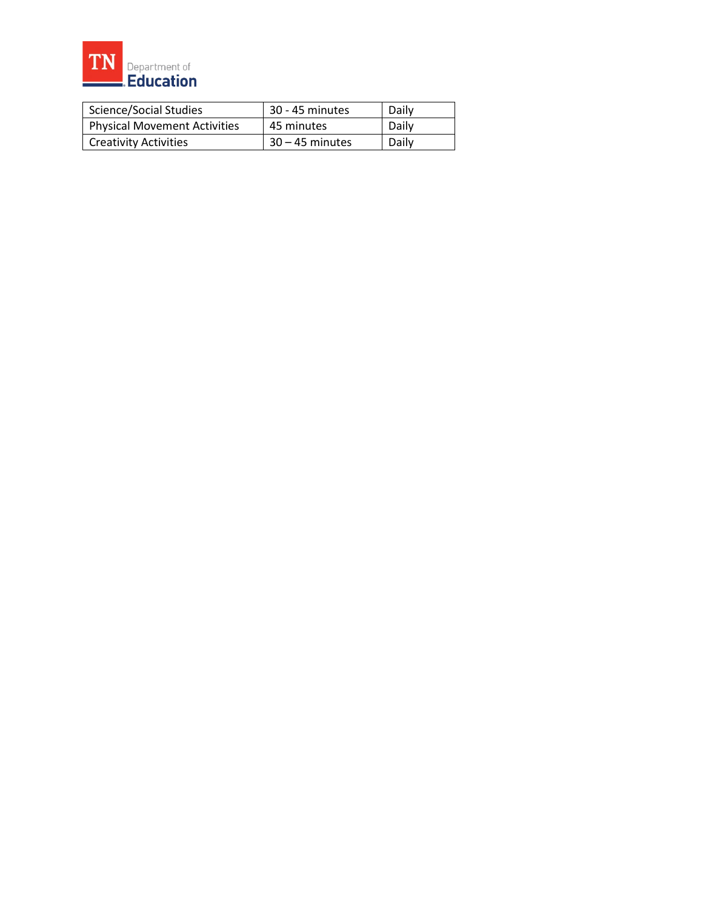| Science/Social Studies | 30 - 45 minutes | Daily |
|---|---|---|
| Physical Movement Activities | 45 minutes | Daily |
| Creativity Activities | 30 – 45 minutes | Daily |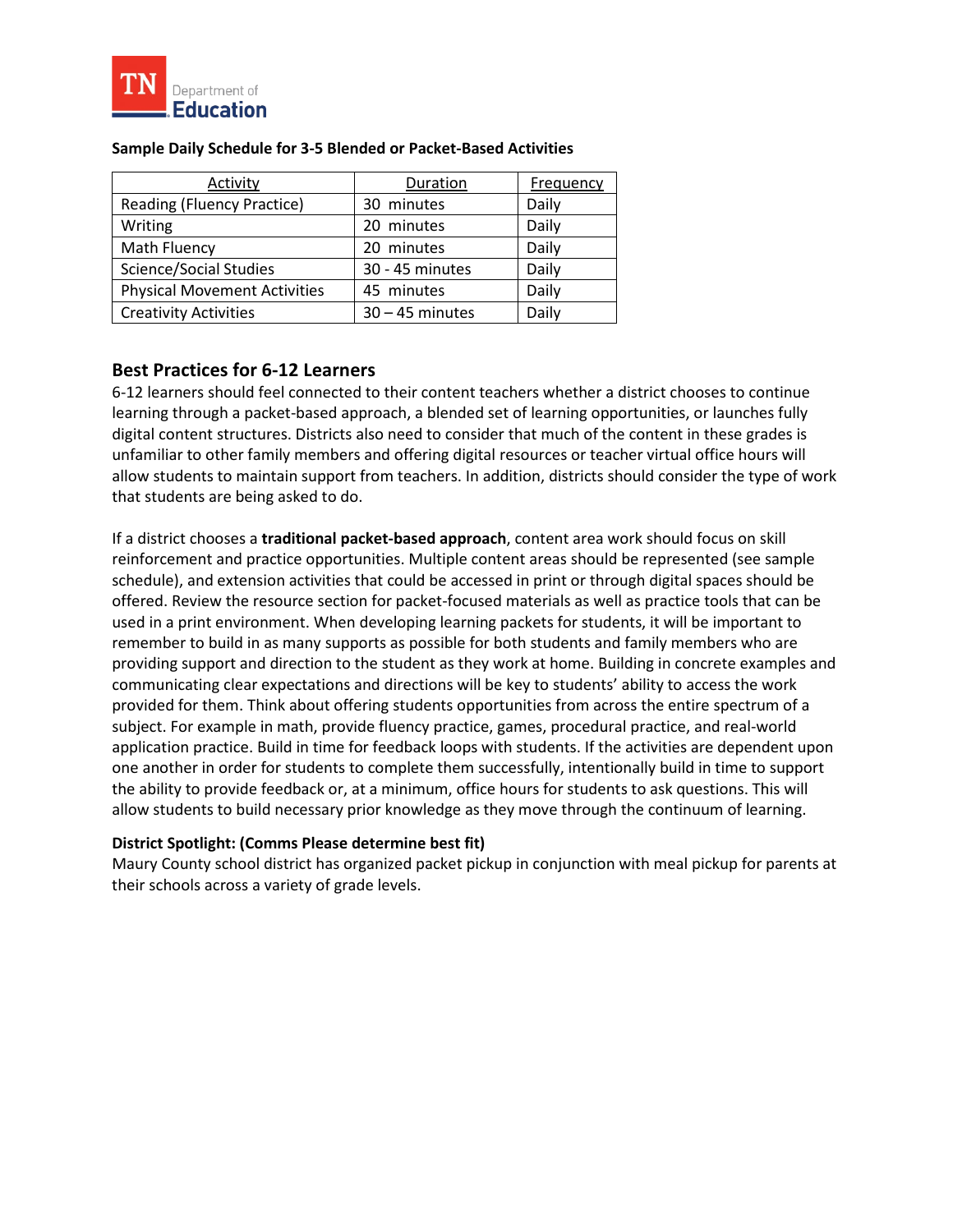**Sample Daily Schedule for 3-5 Blended or Packet-Based Activities**

| Activity | Duration | Frequency |
| --- | --- | --- |
| Reading (Fluency Practice) | 30 minutes | Daily |
| Writing | 20 minutes | Daily |
| Math Fluency | 20 minutes | Daily |
| Science/Social Studies | 30 - 45 minutes | Daily |
| Physical Movement Activities | 45 minutes | Daily |
| Creativity Activities | 30 – 45 minutes | Daily |

## Best Practices for 6-12 Learners

6-12 learners should feel connected to their content teachers whether a district chooses to continue learning through a packet-based approach, a blended set of learning opportunities, or launches fully digital content structures. Districts also need to consider that much of the content in these grades is unfamiliar to other family members and offering digital resources or teacher virtual office hours will allow students to maintain support from teachers. In addition, districts should consider the type of work that students are being asked to do.

If a district chooses a **traditional packet-based approach**, content area work should focus on skill reinforcement and practice opportunities. Multiple content areas should be represented (see sample schedule), and extension activities that could be accessed in print or through digital spaces should be offered. Review the resource section for packet-focused materials as well as practice tools that can be used in a print environment. When developing learning packets for students, it will be important to remember to build in as many supports as possible for both students and family members who are providing support and direction to the student as they work at home. Building in concrete examples and communicating clear expectations and directions will be key to students' ability to access the work provided for them. Think about offering students opportunities from across the entire spectrum of a subject. For example in math, provide fluency practice, games, procedural practice, and real-world application practice. Build in time for feedback loops with students. If the activities are dependent upon one another in order for students to complete them successfully, intentionally build in time to support the ability to provide feedback or, at a minimum, office hours for students to ask questions. This will allow students to build necessary prior knowledge as they move through the continuum of learning.

**District Spotlight: (Comms Please determine best fit)**

Maury County school district has organized packet pickup in conjunction with meal pickup for parents at their schools across a variety of grade levels.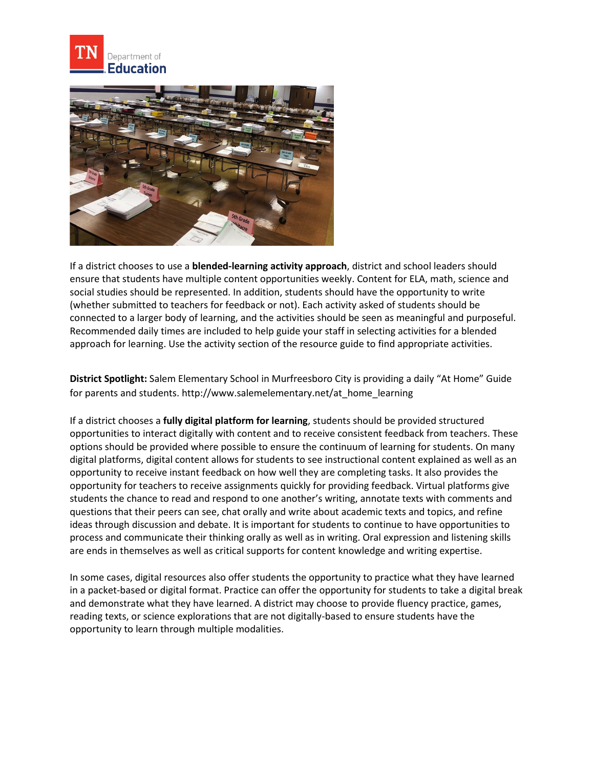If a district chooses to use a **blended-learning activity approach**, district and school leaders should ensure that students have multiple content opportunities weekly. Content for ELA, math, science and social studies should be represented. In addition, students should have the opportunity to write (whether submitted to teachers for feedback or not). Each activity asked of students should be connected to a larger body of learning, and the activities should be seen as meaningful and purposeful. Recommended daily times are included to help guide your staff in selecting activities for a blended approach for learning. Use the activity section of the resource guide to find appropriate activities.

**District Spotlight:** Salem Elementary School in Murfreesboro City is providing a daily "At Home" Guide for parents and students. http://www.salemelementary.net/at_home_learning

If a district chooses a **fully digital platform for learning**, students should be provided structured opportunities to interact digitally with content and to receive consistent feedback from teachers. These options should be provided where possible to ensure the continuum of learning for students. On many digital platforms, digital content allows for students to see instructional content explained as well as an opportunity to receive instant feedback on how well they are completing tasks. It also provides the opportunity for teachers to receive assignments quickly for providing feedback. Virtual platforms give students the chance to read and respond to one another's writing, annotate texts with comments and questions that their peers can see, chat orally and write about academic texts and topics, and refine ideas through discussion and debate. It is important for students to continue to have opportunities to process and communicate their thinking orally as well as in writing. Oral expression and listening skills are ends in themselves as well as critical supports for content knowledge and writing expertise.

In some cases, digital resources also offer students the opportunity to practice what they have learned in a packet-based or digital format. Practice can offer the opportunity for students to take a digital break and demonstrate what they have learned. A district may choose to provide fluency practice, games, reading texts, or science explorations that are not digitally-based to ensure students have the opportunity to learn through multiple modalities.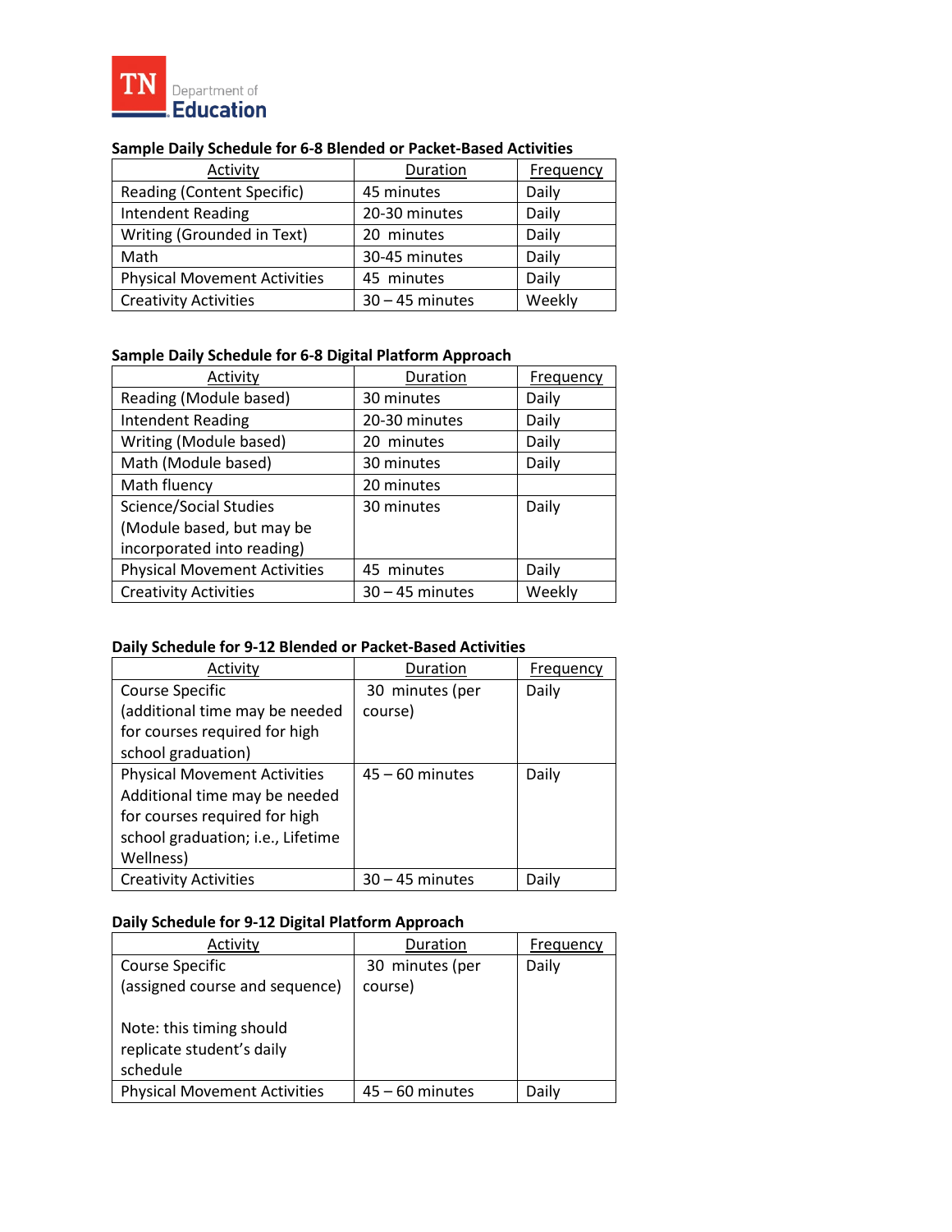**Sample Daily Schedule for 6-8 Blended or Packet-Based Activities**

| Activity | Duration | Frequency |
|---|---|---|
| Reading (Content Specific) | 45 minutes | Daily |
| Intendent Reading | 20-30 minutes | Daily |
| Writing (Grounded in Text) | 20 minutes | Daily |
| Math | 30-45 minutes | Daily |
| Physical Movement Activities | 45 minutes | Daily |
| Creativity Activities | 30 – 45 minutes | Weekly |

**Sample Daily Schedule for 6-8 Digital Platform Approach**

| Activity | Duration | Frequency |
|---|---|---|
| Reading (Module based) | 30 minutes | Daily |
| Intendent Reading | 20-30 minutes | Daily |
| Writing (Module based) | 20 minutes | Daily |
| Math (Module based) | 30 minutes | Daily |
| Math fluency | 20 minutes | |
| Science/Social Studies (Module based, but may be incorporated into reading) | 30 minutes | Daily |
| Physical Movement Activities | 45 minutes | Daily |
| Creativity Activities | 30 – 45 minutes | Weekly |

**Daily Schedule for 9-12 Blended or Packet-Based Activities**

| Activity | Duration | Frequency |
|---|---|---|
| Course Specific (additional time may be needed for courses required for high school graduation) | 30 minutes (per course) | Daily |
| Physical Movement Activities Additional time may be needed for courses required for high school graduation; i.e., Lifetime Wellness) | 45 – 60 minutes | Daily |
| Creativity Activities | 30 – 45 minutes | Daily |

**Daily Schedule for 9-12 Digital Platform Approach**

| Activity | Duration | Frequency |
|---|---|---|
| Course Specific (assigned course and sequence)<br><br>Note: this timing should replicate student's daily schedule | 30 minutes (per course) | Daily |
| Physical Movement Activities | 45 – 60 minutes | Daily |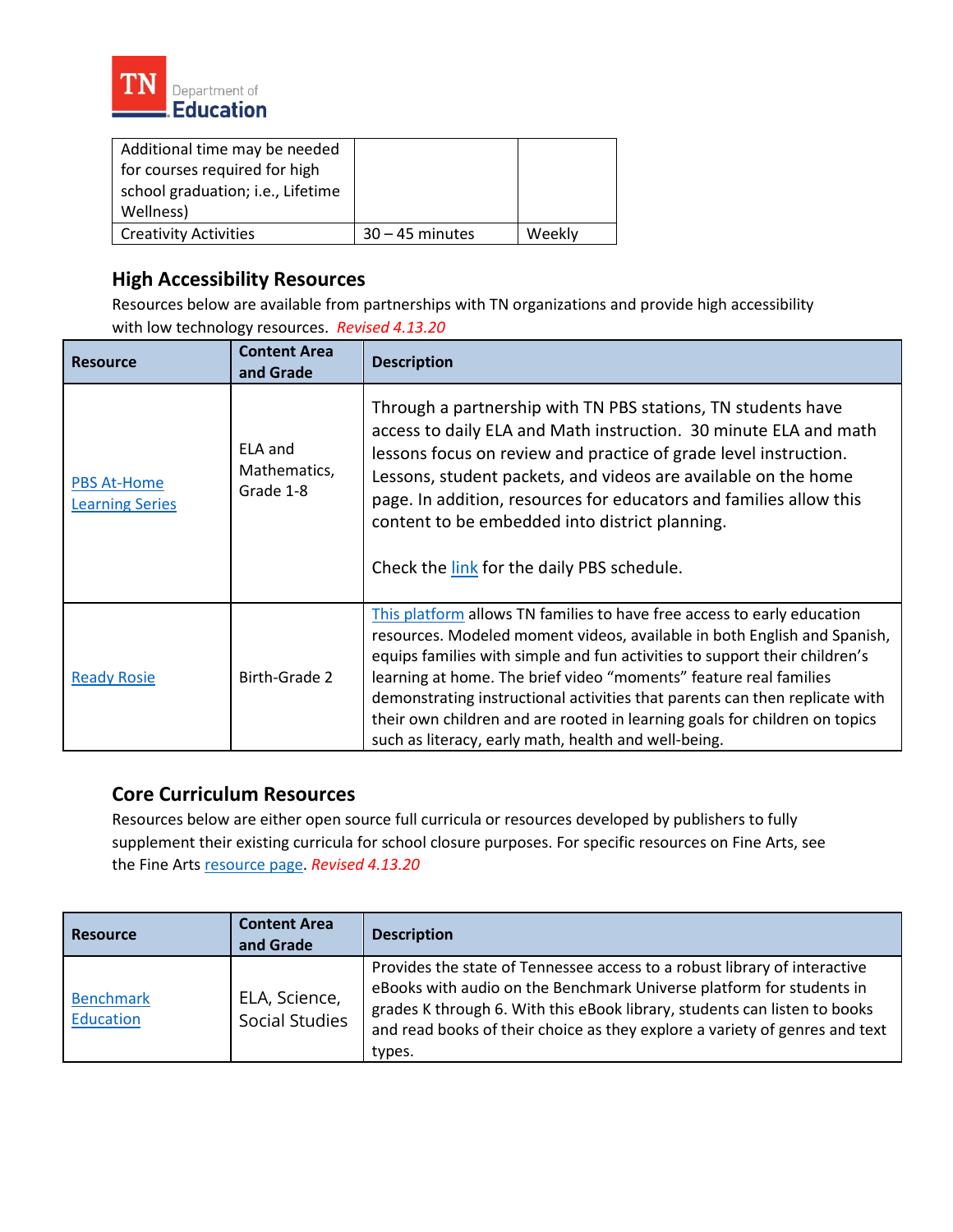| | | |
|---|---|---|
| Additional time may be needed for courses required for high school graduation; i.e., Lifetime Wellness) | | |
| Creativity Activities | 30 – 45 minutes | Weekly |

### High Accessibility Resources

Resources below are available from partnerships with TN organizations and provide high accessibility with low technology resources. *Revised 4.13.20*

| Resource | Content Area and Grade | Description |
|---|---|---|
| PBS At-Home Learning Series | ELA and Mathematics, Grade 1-8 | Through a partnership with TN PBS stations, TN students have access to daily ELA and Math instruction. 30 minute ELA and math lessons focus on review and practice of grade level instruction. Lessons, student packets, and videos are available on the home page. In addition, resources for educators and families allow this content to be embedded into district planning.<br><br>Check the link for the daily PBS schedule. |
| Ready Rosie | Birth-Grade 2 | This platform allows TN families to have free access to early education resources. Modeled moment videos, available in both English and Spanish, equips families with simple and fun activities to support their children's learning at home. The brief video "moments" feature real families demonstrating instructional activities that parents can then replicate with their own children and are rooted in learning goals for children on topics such as literacy, early math, health and well-being. |

### Core Curriculum Resources

Resources below are either open source full curricula or resources developed by publishers to fully supplement their existing curricula for school closure purposes. For specific resources on Fine Arts, see the Fine Arts resource page. *Revised 4.13.20*

| Resource | Content Area and Grade | Description |
|---|---|---|
| Benchmark Education | ELA, Science, Social Studies | Provides the state of Tennessee access to a robust library of interactive eBooks with audio on the Benchmark Universe platform for students in grades K through 6. With this eBook library, students can listen to books and read books of their choice as they explore a variety of genres and text types. |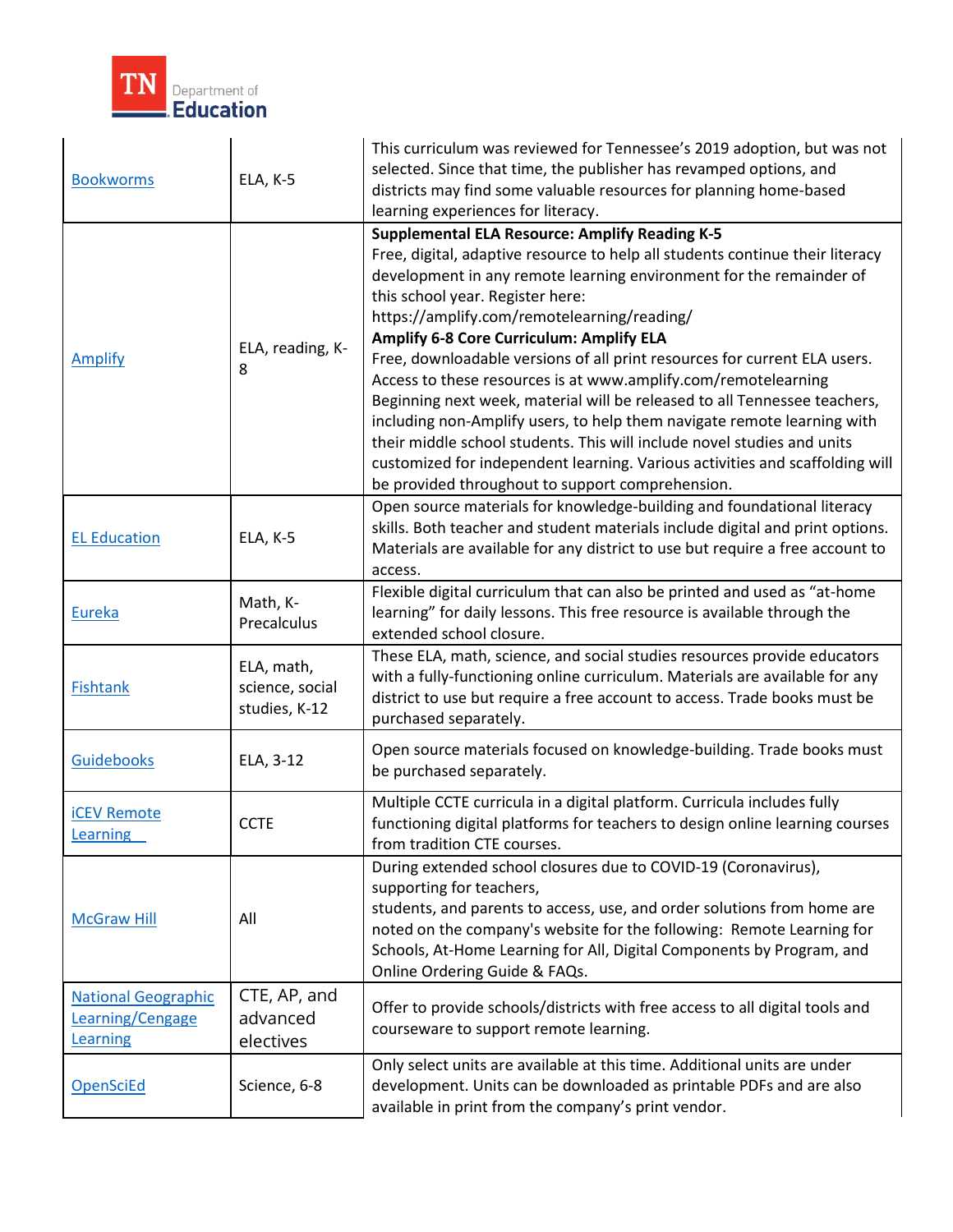| Bookworms | ELA, K-5 | This curriculum was reviewed for Tennessee's 2019 adoption, but was not selected. Since that time, the publisher has revamped options, and districts may find some valuable resources for planning home-based learning experiences for literacy. |
|---|---|---|
| Amplify | ELA, reading, K-8 | **Supplemental ELA Resource: Amplify Reading K-5**<br>Free, digital, adaptive resource to help all students continue their literacy development in any remote learning environment for the remainder of this school year. Register here: https://amplify.com/remotelearning/reading/<br>**Amplify 6-8 Core Curriculum: Amplify ELA**<br>Free, downloadable versions of all print resources for current ELA users. Access to these resources is at www.amplify.com/remotelearning Beginning next week, material will be released to all Tennessee teachers, including non-Amplify users, to help them navigate remote learning with their middle school students. This will include novel studies and units customized for independent learning. Various activities and scaffolding will be provided throughout to support comprehension. |
| EL Education | ELA, K-5 | Open source materials for knowledge-building and foundational literacy skills. Both teacher and student materials include digital and print options. Materials are available for any district to use but require a free account to access. |
| Eureka | Math, K-Precalculus | Flexible digital curriculum that can also be printed and used as "at-home learning" for daily lessons. This free resource is available through the extended school closure. |
| Fishtank | ELA, math, science, social studies, K-12 | These ELA, math, science, and social studies resources provide educators with a fully-functioning online curriculum. Materials are available for any district to use but require a free account to access. Trade books must be purchased separately. |
| Guidebooks | ELA, 3-12 | Open source materials focused on knowledge-building. Trade books must be purchased separately. |
| iCEV Remote Learning | CCTE | Multiple CCTE curricula in a digital platform. Curricula includes fully functioning digital platforms for teachers to design online learning courses from tradition CTE courses. |
| McGraw Hill | All | During extended school closures due to COVID-19 (Coronavirus), supporting for teachers,<br>students, and parents to access, use, and order solutions from home are noted on the company's website for the following: Remote Learning for Schools, At-Home Learning for All, Digital Components by Program, and Online Ordering Guide & FAQs. |
| National Geographic Learning/Cengage Learning | CTE, AP, and advanced electives | Offer to provide schools/districts with free access to all digital tools and courseware to support remote learning. |
| OpenSciEd | Science, 6-8 | Only select units are available at this time. Additional units are under development. Units can be downloaded as printable PDFs and are also available in print from the company's print vendor. |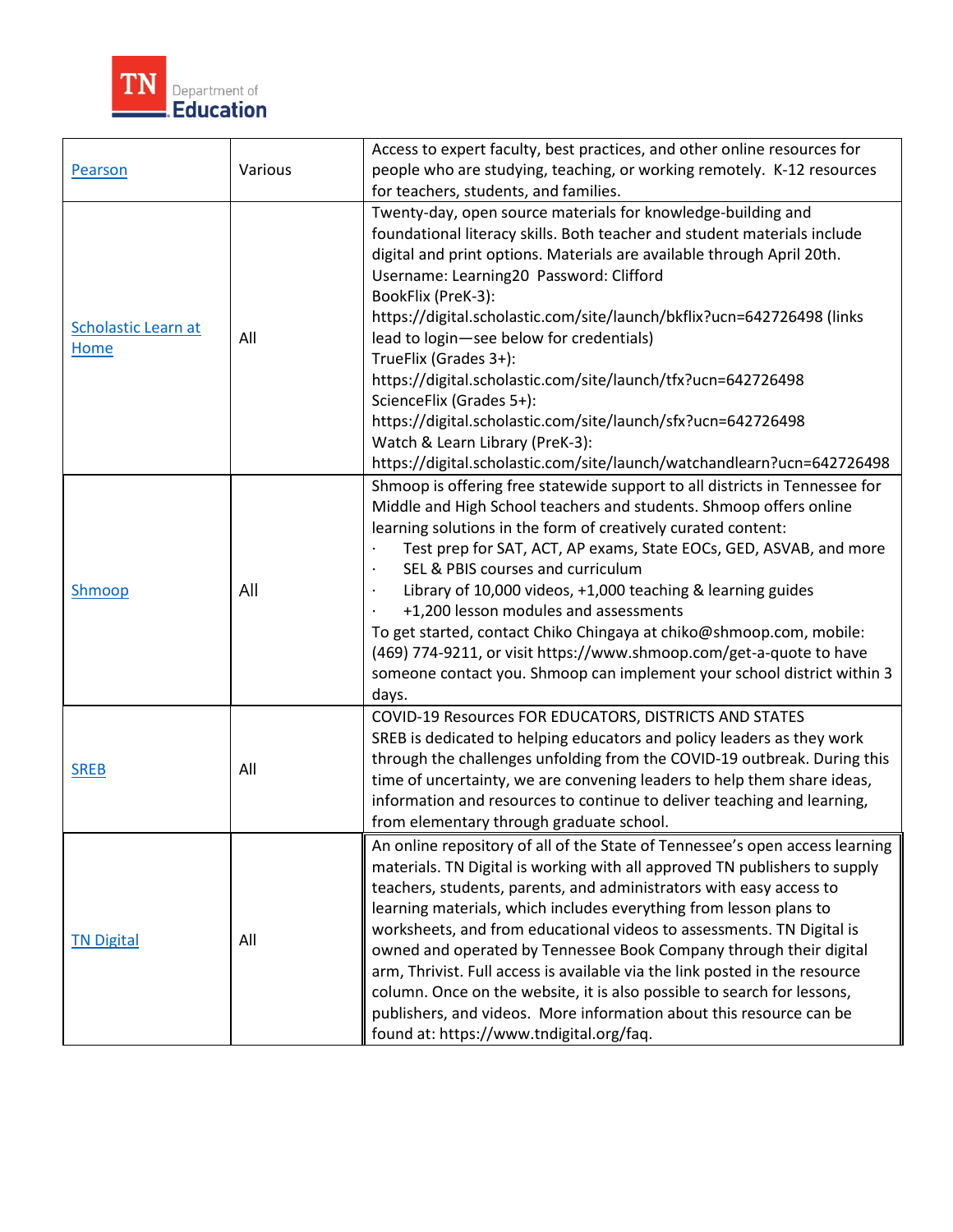| | | |
|---|---|---|
| Pearson | Various | Access to expert faculty, best practices, and other online resources for people who are studying, teaching, or working remotely. K-12 resources for teachers, students, and families. |
| Scholastic Learn at Home | All | Twenty-day, open source materials for knowledge-building and foundational literacy skills. Both teacher and student materials include digital and print options. Materials are available through April 20th.<br>Username: Learning20 Password: Clifford<br>BookFlix (PreK-3):<br>https://digital.scholastic.com/site/launch/bkflix?ucn=642726498 (links lead to login—see below for credentials)<br>TrueFlix (Grades 3+):<br>https://digital.scholastic.com/site/launch/tfx?ucn=642726498<br>ScienceFlix (Grades 5+):<br>https://digital.scholastic.com/site/launch/sfx?ucn=642726498<br>Watch & Learn Library (PreK-3):<br>https://digital.scholastic.com/site/launch/watchandlearn?ucn=642726498 |
| Shmoop | All | Shmoop is offering free statewide support to all districts in Tennessee for Middle and High School teachers and students. Shmoop offers online learning solutions in the form of creatively curated content:<br>· Test prep for SAT, ACT, AP exams, State EOCs, GED, ASVAB, and more<br>· SEL & PBIS courses and curriculum<br>· Library of 10,000 videos, +1,000 teaching & learning guides<br>· +1,200 lesson modules and assessments<br>To get started, contact Chiko Chingaya at chiko@shmoop.com, mobile: (469) 774-9211, or visit https://www.shmoop.com/get-a-quote to have someone contact you. Shmoop can implement your school district within 3 days. |
| SREB | All | COVID-19 Resources FOR EDUCATORS, DISTRICTS AND STATES<br>SREB is dedicated to helping educators and policy leaders as they work through the challenges unfolding from the COVID-19 outbreak. During this time of uncertainty, we are convening leaders to help them share ideas, information and resources to continue to deliver teaching and learning, from elementary through graduate school. |
| TN Digital | All | An online repository of all of the State of Tennessee's open access learning materials. TN Digital is working with all approved TN publishers to supply teachers, students, parents, and administrators with easy access to learning materials, which includes everything from lesson plans to worksheets, and from educational videos to assessments. TN Digital is owned and operated by Tennessee Book Company through their digital arm, Thrivist. Full access is available via the link posted in the resource column. Once on the website, it is also possible to search for lessons, publishers, and videos. More information about this resource can be found at: https://www.tndigital.org/faq. |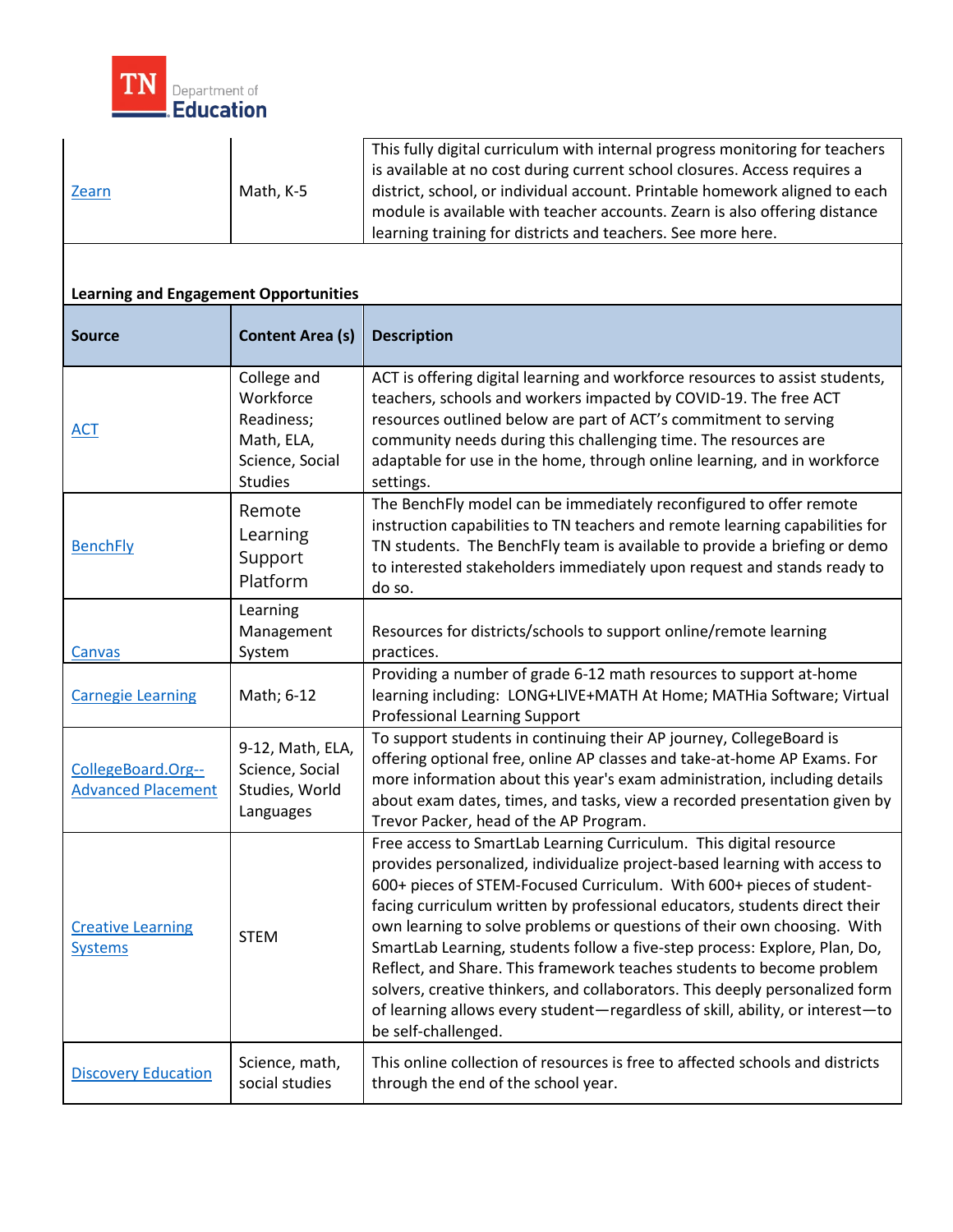| | | |
|---|---|---|
| Zearn | Math, K-5 | This fully digital curriculum with internal progress monitoring for teachers is available at no cost during current school closures. Access requires a district, school, or individual account. Printable homework aligned to each module is available with teacher accounts. Zearn is also offering distance learning training for districts and teachers. See more here. |

**Learning and Engagement Opportunities**

| Source | Content Area (s) | Description |
|---|---|---|
| ACT | College and Workforce Readiness; Math, ELA, Science, Social Studies | ACT is offering digital learning and workforce resources to assist students, teachers, schools and workers impacted by COVID-19. The free ACT resources outlined below are part of ACT's commitment to serving community needs during this challenging time. The resources are adaptable for use in the home, through online learning, and in workforce settings. |
| BenchFly | Remote Learning Support Platform | The BenchFly model can be immediately reconfigured to offer remote instruction capabilities to TN teachers and remote learning capabilities for TN students. The BenchFly team is available to provide a briefing or demo to interested stakeholders immediately upon request and stands ready to do so. |
| Canvas | Learning Management System | Resources for districts/schools to support online/remote learning practices. |
| Carnegie Learning | Math; 6-12 | Providing a number of grade 6-12 math resources to support at-home learning including: LONG+LIVE+MATH At Home; MATHia Software; Virtual Professional Learning Support |
| CollegeBoard.Org--Advanced Placement | 9-12, Math, ELA, Science, Social Studies, World Languages | To support students in continuing their AP journey, CollegeBoard is offering optional free, online AP classes and take-at-home AP Exams. For more information about this year's exam administration, including details about exam dates, times, and tasks, view a recorded presentation given by Trevor Packer, head of the AP Program. |
| Creative Learning Systems | STEM | Free access to SmartLab Learning Curriculum. This digital resource provides personalized, individualize project-based learning with access to 600+ pieces of STEM-Focused Curriculum. With 600+ pieces of student-facing curriculum written by professional educators, students direct their own learning to solve problems or questions of their own choosing. With SmartLab Learning, students follow a five-step process: Explore, Plan, Do, Reflect, and Share. This framework teaches students to become problem solvers, creative thinkers, and collaborators. This deeply personalized form of learning allows every student—regardless of skill, ability, or interest—to be self-challenged. |
| Discovery Education | Science, math, social studies | This online collection of resources is free to affected schools and districts through the end of the school year. |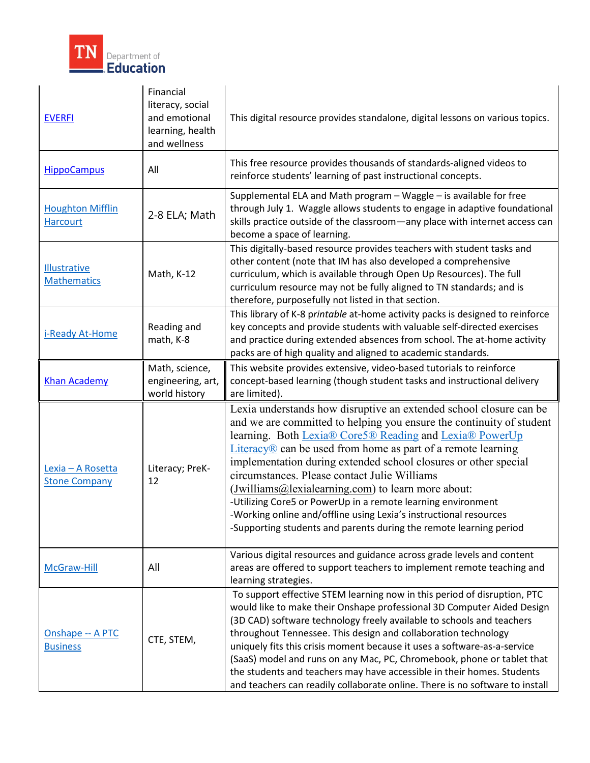| | | |
|---|---|---|
| EVERFI | Financial literacy, social and emotional learning, health and wellness | This digital resource provides standalone, digital lessons on various topics. |
| HippoCampus | All | This free resource provides thousands of standards-aligned videos to reinforce students' learning of past instructional concepts. |
| Houghton Mifflin Harcourt | 2-8 ELA; Math | Supplemental ELA and Math program – Waggle – is available for free through July 1. Waggle allows students to engage in adaptive foundational skills practice outside of the classroom—any place with internet access can become a space of learning. |
| Illustrative Mathematics | Math, K-12 | This digitally-based resource provides teachers with student tasks and other content (note that IM has also developed a comprehensive curriculum, which is available through Open Up Resources). The full curriculum resource may not be fully aligned to TN standards; and is therefore, purposefully not listed in that section. |
| i-Ready At-Home | Reading and math, K-8 | This library of K-8 *printable* at-home activity packs is designed to reinforce key concepts and provide students with valuable self-directed exercises and practice during extended absences from school. The at-home activity packs are of high quality and aligned to academic standards. |
| Khan Academy | Math, science, engineering, art, world history | This website provides extensive, video-based tutorials to reinforce concept-based learning (though student tasks and instructional delivery are limited). |
| Lexia – A Rosetta Stone Company | Literacy; PreK-12 | Lexia understands how disruptive an extended school closure can be and we are committed to helping you ensure the continuity of student learning. Both Lexia® Core5® Reading and Lexia® PowerUp Literacy® can be used from home as part of a remote learning implementation during extended school closures or other special circumstances. Please contact Julie Williams (Jwilliams@lexialearning.com) to learn more about:<br>-Utilizing Core5 or PowerUp in a remote learning environment<br>-Working online and/offline using Lexia's instructional resources<br>-Supporting students and parents during the remote learning period |
| McGraw-Hill | All | Various digital resources and guidance across grade levels and content areas are offered to support teachers to implement remote teaching and learning strategies. |
| Onshape -- A PTC Business | CTE, STEM, | To support effective STEM learning now in this period of disruption, PTC would like to make their Onshape professional 3D Computer Aided Design (3D CAD) software technology freely available to schools and teachers throughout Tennessee. This design and collaboration technology uniquely fits this crisis moment because it uses a software-as-a-service (SaaS) model and runs on any Mac, PC, Chromebook, phone or tablet that the students and teachers may have accessible in their homes. Students and teachers can readily collaborate online. There is no software to install |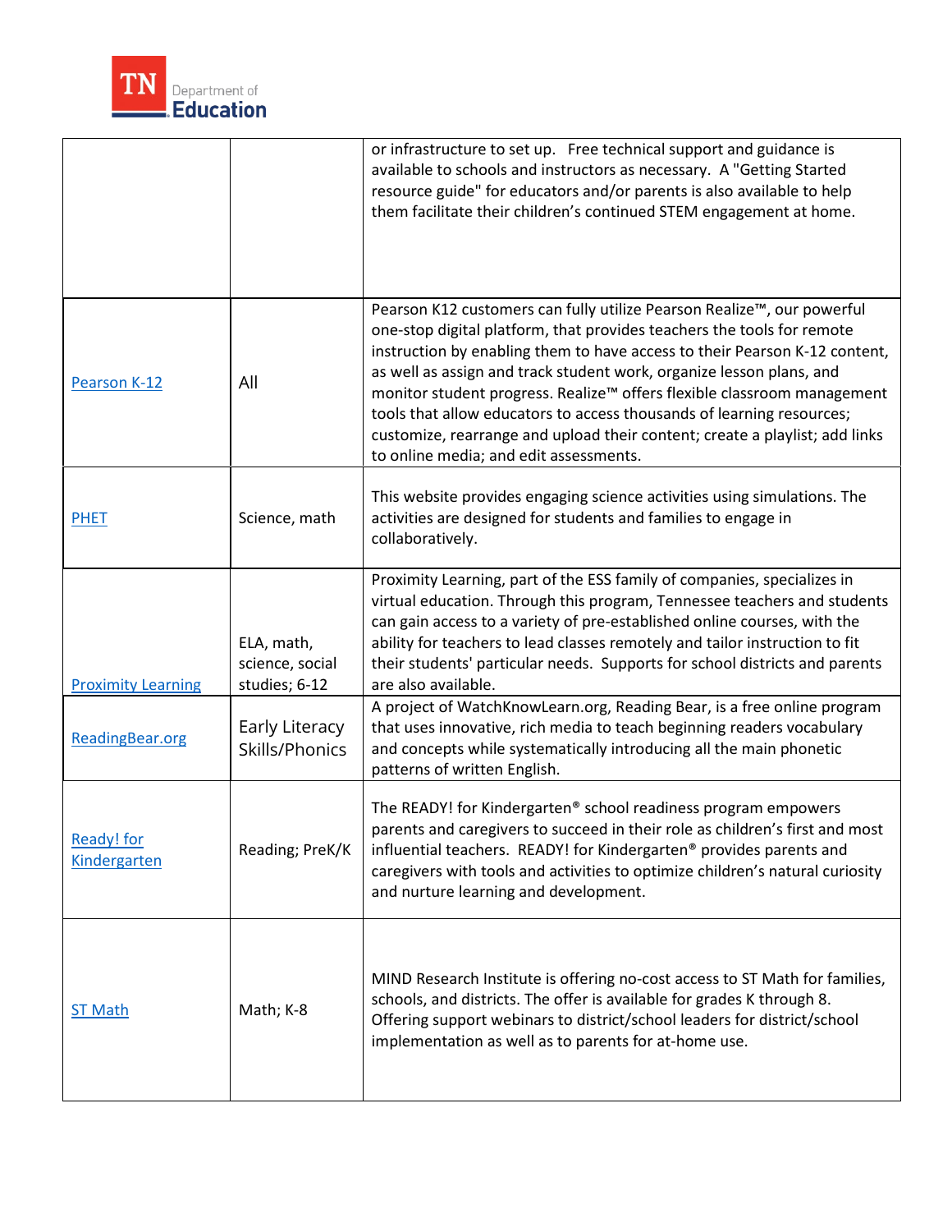| | | |
|---|---|---|
| | | or infrastructure to set up. Free technical support and guidance is available to schools and instructors as necessary. A "Getting Started resource guide" for educators and/or parents is also available to help them facilitate their children's continued STEM engagement at home. |
| Pearson K-12 | All | Pearson K12 customers can fully utilize Pearson Realize™, our powerful one-stop digital platform, that provides teachers the tools for remote instruction by enabling them to have access to their Pearson K-12 content, as well as assign and track student work, organize lesson plans, and monitor student progress. Realize™ offers flexible classroom management tools that allow educators to access thousands of learning resources; customize, rearrange and upload their content; create a playlist; add links to online media; and edit assessments. |
| PHET | Science, math | This website provides engaging science activities using simulations. The activities are designed for students and families to engage in collaboratively. |
| Proximity Learning | ELA, math, science, social studies; 6-12 | Proximity Learning, part of the ESS family of companies, specializes in virtual education. Through this program, Tennessee teachers and students can gain access to a variety of pre-established online courses, with the ability for teachers to lead classes remotely and tailor instruction to fit their students' particular needs. Supports for school districts and parents are also available. |
| ReadingBear.org | Early Literacy Skills/Phonics | A project of WatchKnowLearn.org, Reading Bear, is a free online program that uses innovative, rich media to teach beginning readers vocabulary and concepts while systematically introducing all the main phonetic patterns of written English. |
| Ready! for Kindergarten | Reading; PreK/K | The READY! for Kindergarten® school readiness program empowers parents and caregivers to succeed in their role as children's first and most influential teachers. READY! for Kindergarten® provides parents and caregivers with tools and activities to optimize children's natural curiosity and nurture learning and development. |
| ST Math | Math; K-8 | MIND Research Institute is offering no-cost access to ST Math for families, schools, and districts. The offer is available for grades K through 8. Offering support webinars to district/school leaders for district/school implementation as well as to parents for at-home use. |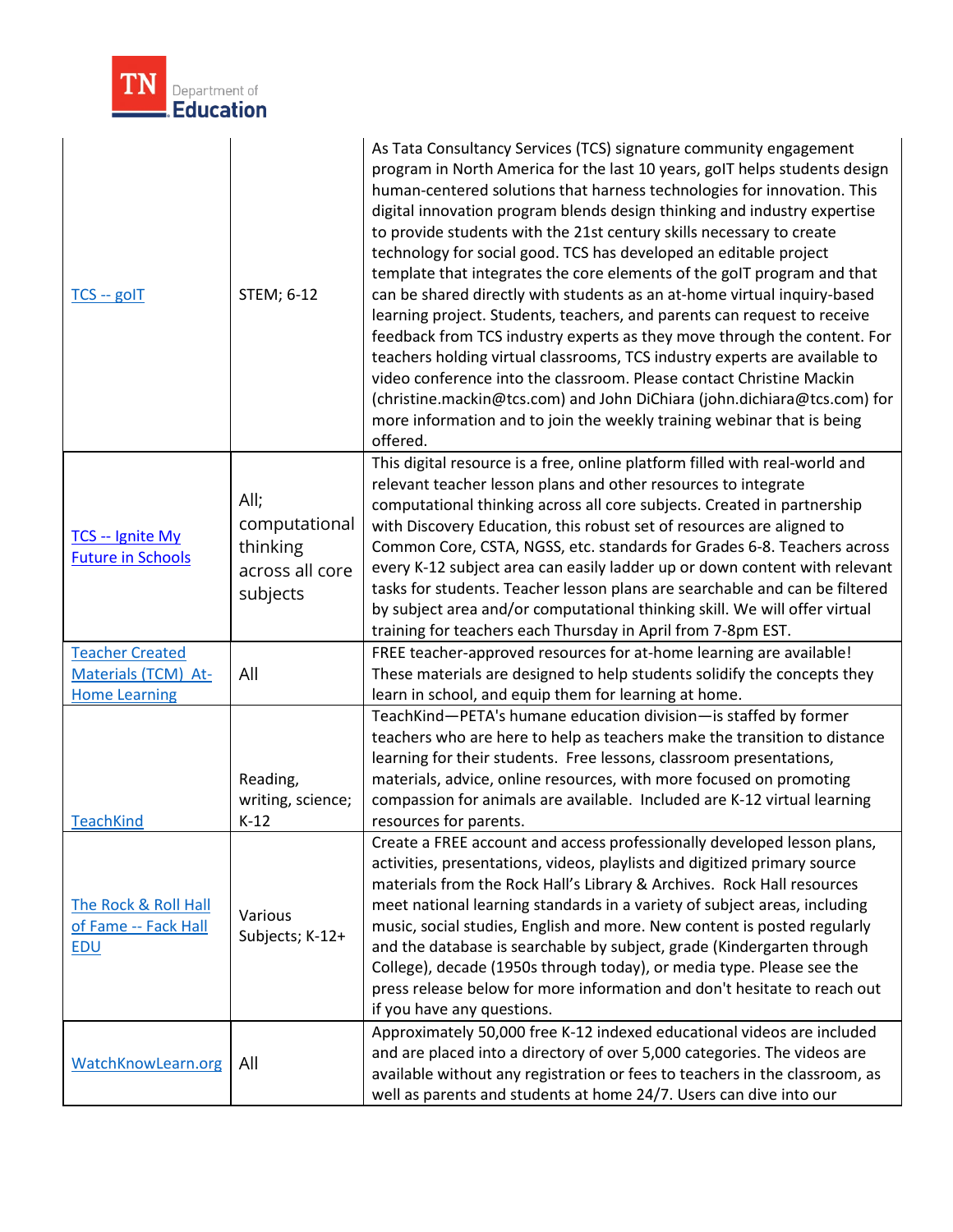| | | |
|---|---|---|
| TCS -- goIT | STEM; 6-12 | As Tata Consultancy Services (TCS) signature community engagement program in North America for the last 10 years, goIT helps students design human-centered solutions that harness technologies for innovation. This digital innovation program blends design thinking and industry expertise to provide students with the 21st century skills necessary to create technology for social good. TCS has developed an editable project template that integrates the core elements of the goIT program and that can be shared directly with students as an at-home virtual inquiry-based learning project. Students, teachers, and parents can request to receive feedback from TCS industry experts as they move through the content. For teachers holding virtual classrooms, TCS industry experts are available to video conference into the classroom. Please contact Christine Mackin (christine.mackin@tcs.com) and John DiChiara (john.dichiara@tcs.com) for more information and to join the weekly training webinar that is being offered. |
| TCS -- Ignite My Future in Schools | All; computational thinking across all core subjects | This digital resource is a free, online platform filled with real-world and relevant teacher lesson plans and other resources to integrate computational thinking across all core subjects. Created in partnership with Discovery Education, this robust set of resources are aligned to Common Core, CSTA, NGSS, etc. standards for Grades 6-8. Teachers across every K-12 subject area can easily ladder up or down content with relevant tasks for students. Teacher lesson plans are searchable and can be filtered by subject area and/or computational thinking skill. We will offer virtual training for teachers each Thursday in April from 7-8pm EST. |
| Teacher Created Materials (TCM) At-Home Learning | All | FREE teacher-approved resources for at-home learning are available! These materials are designed to help students solidify the concepts they learn in school, and equip them for learning at home. |
| TeachKind | Reading, writing, science; K-12 | TeachKind—PETA's humane education division—is staffed by former teachers who are here to help as teachers make the transition to distance learning for their students. Free lessons, classroom presentations, materials, advice, online resources, with more focused on promoting compassion for animals are available. Included are K-12 virtual learning resources for parents. |
| The Rock & Roll Hall of Fame -- Fack Hall EDU | Various Subjects; K-12+ | Create a FREE account and access professionally developed lesson plans, activities, presentations, videos, playlists and digitized primary source materials from the Rock Hall's Library & Archives. Rock Hall resources meet national learning standards in a variety of subject areas, including music, social studies, English and more. New content is posted regularly and the database is searchable by subject, grade (Kindergarten through College), decade (1950s through today), or media type. Please see the press release below for more information and don't hesitate to reach out if you have any questions. |
| WatchKnowLearn.org | All | Approximately 50,000 free K-12 indexed educational videos are included and are placed into a directory of over 5,000 categories. The videos are available without any registration or fees to teachers in the classroom, as well as parents and students at home 24/7. Users can dive into our |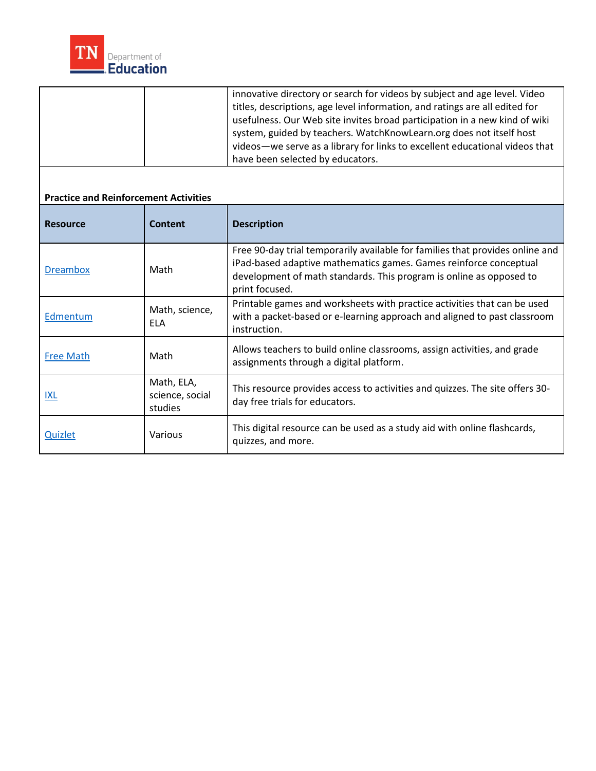| | | innovative directory or search for videos by subject and age level. Video titles, descriptions, age level information, and ratings are all edited for usefulness. Our Web site invites broad participation in a new kind of wiki system, guided by teachers. WatchKnowLearn.org does not itself host videos—we serve as a library for links to excellent educational videos that have been selected by educators. |
|---|---|---|

**Practice and Reinforcement Activities**

| Resource | Content | Description |
|---|---|---|
| Dreambox | Math | Free 90-day trial temporarily available for families that provides online and iPad-based adaptive mathematics games. Games reinforce conceptual development of math standards. This program is online as opposed to print focused. |
| Edmentum | Math, science, ELA | Printable games and worksheets with practice activities that can be used with a packet-based or e-learning approach and aligned to past classroom instruction. |
| Free Math | Math | Allows teachers to build online classrooms, assign activities, and grade assignments through a digital platform. |
| IXL | Math, ELA, science, social studies | This resource provides access to activities and quizzes. The site offers 30-day free trials for educators. |
| Quizlet | Various | This digital resource can be used as a study aid with online flashcards, quizzes, and more. |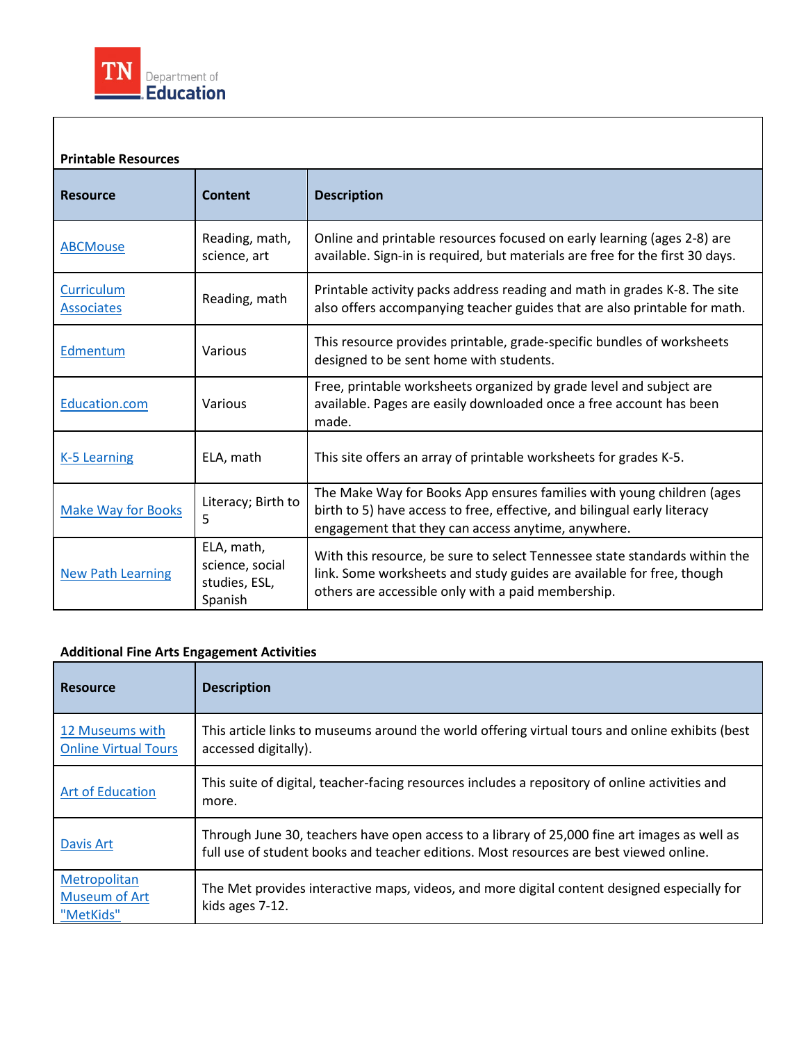**Printable Resources**

| Resource | Content | Description |
| --- | --- | --- |
| ABCMouse | Reading, math, science, art | Online and printable resources focused on early learning (ages 2-8) are available. Sign-in is required, but materials are free for the first 30 days. |
| Curriculum Associates | Reading, math | Printable activity packs address reading and math in grades K-8. The site also offers accompanying teacher guides that are also printable for math. |
| Edmentum | Various | This resource provides printable, grade-specific bundles of worksheets designed to be sent home with students. |
| Education.com | Various | Free, printable worksheets organized by grade level and subject are available. Pages are easily downloaded once a free account has been made. |
| K-5 Learning | ELA, math | This site offers an array of printable worksheets for grades K-5. |
| Make Way for Books | Literacy; Birth to 5 | The Make Way for Books App ensures families with young children (ages birth to 5) have access to free, effective, and bilingual early literacy engagement that they can access anytime, anywhere. |
| New Path Learning | ELA, math, science, social studies, ESL, Spanish | With this resource, be sure to select Tennessee state standards within the link. Some worksheets and study guides are available for free, though others are accessible only with a paid membership. |

**Additional Fine Arts Engagement Activities**

| Resource | Description |
| --- | --- |
| 12 Museums with Online Virtual Tours | This article links to museums around the world offering virtual tours and online exhibits (best accessed digitally). |
| Art of Education | This suite of digital, teacher-facing resources includes a repository of online activities and more. |
| Davis Art | Through June 30, teachers have open access to a library of 25,000 fine art images as well as full use of student books and teacher editions. Most resources are best viewed online. |
| Metropolitan Museum of Art "MetKids" | The Met provides interactive maps, videos, and more digital content designed especially for kids ages 7-12. |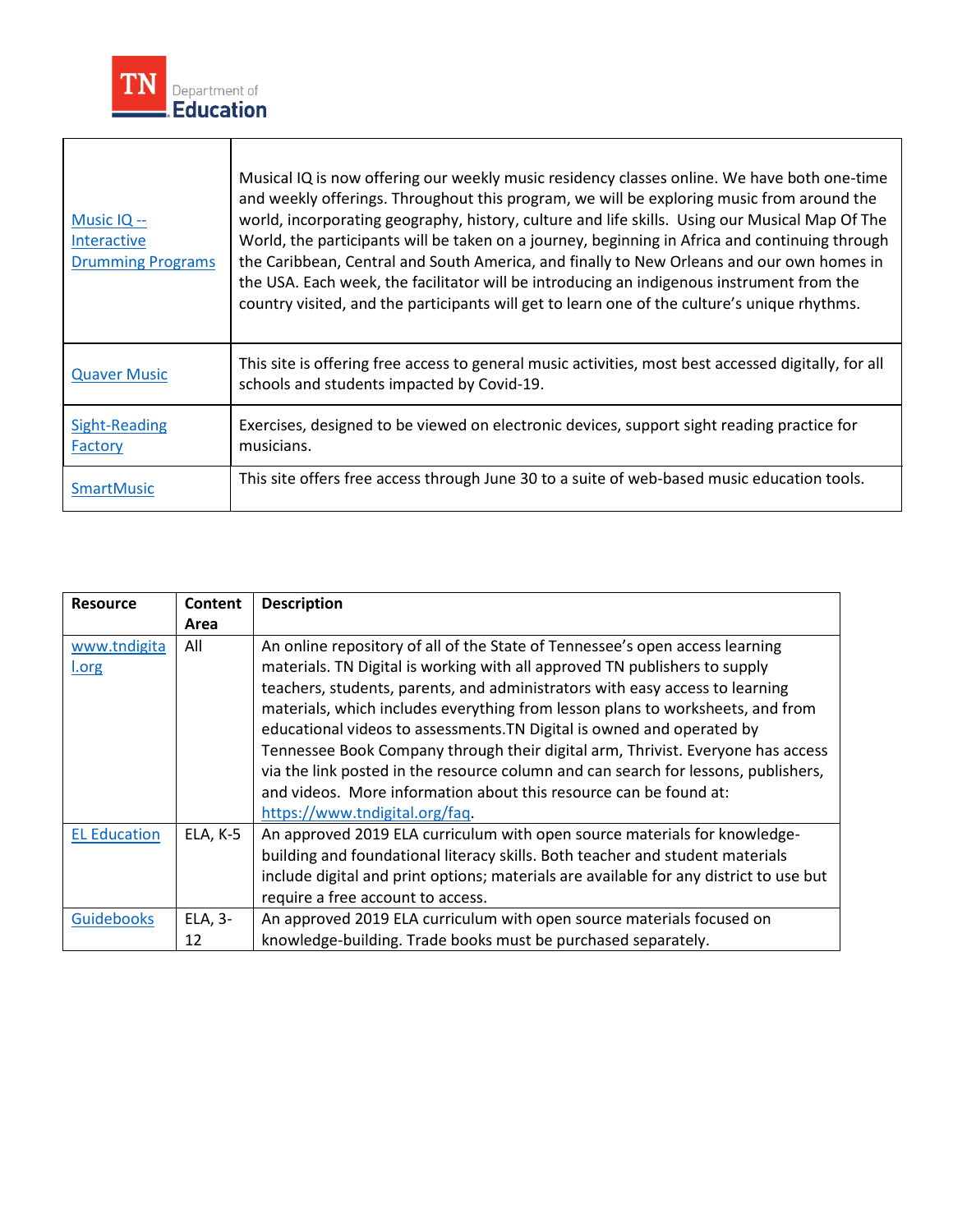| | |
|---|---|
| [Music IQ -- Interactive Drumming Programs]() | Musical IQ is now offering our weekly music residency classes online. We have both one-time and weekly offerings. Throughout this program, we will be exploring music from around the world, incorporating geography, history, culture and life skills. Using our Musical Map Of The World, the participants will be taken on a journey, beginning in Africa and continuing through the Caribbean, Central and South America, and finally to New Orleans and our own homes in the USA. Each week, the facilitator will be introducing an indigenous instrument from the country visited, and the participants will get to learn one of the culture's unique rhythms. |
| [Quaver Music]() | This site is offering free access to general music activities, most best accessed digitally, for all schools and students impacted by Covid-19. |
| [Sight-Reading Factory]() | Exercises, designed to be viewed on electronic devices, support sight reading practice for musicians. |
| [SmartMusic]() | This site offers free access through June 30 to a suite of web-based music education tools. |

| Resource | Content Area | Description |
|---|---|---|
| [www.tndigital.org]() | All | An online repository of all of the State of Tennessee's open access learning materials. TN Digital is working with all approved TN publishers to supply teachers, students, parents, and administrators with easy access to learning materials, which includes everything from lesson plans to worksheets, and from educational videos to assessments.TN Digital is owned and operated by Tennessee Book Company through their digital arm, Thrivist. Everyone has access via the link posted in the resource column and can search for lessons, publishers, and videos. More information about this resource can be found at: [https://www.tndigital.org/faq](https://www.tndigital.org/faq). |
| [EL Education]() | ELA, K-5 | An approved 2019 ELA curriculum with open source materials for knowledge-building and foundational literacy skills. Both teacher and student materials include digital and print options; materials are available for any district to use but require a free account to access. |
| [Guidebooks]() | ELA, 3-12 | An approved 2019 ELA curriculum with open source materials focused on knowledge-building. Trade books must be purchased separately. |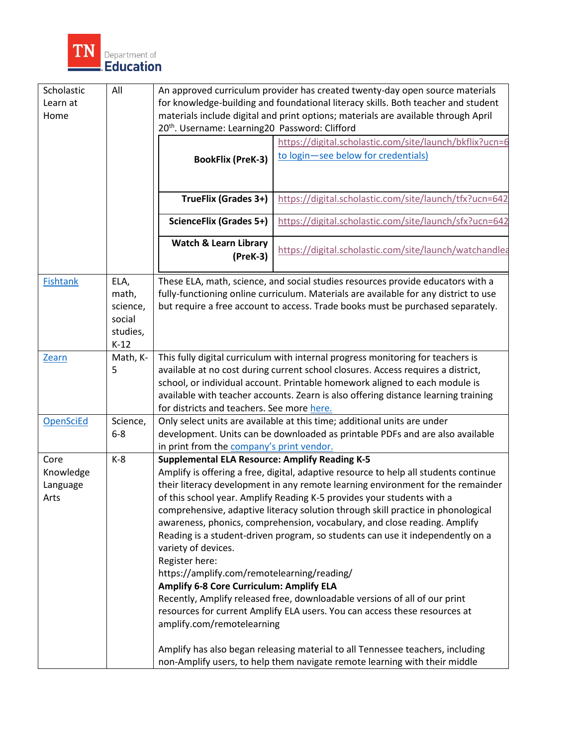| Scholastic Learn at Home | All | An approved curriculum provider has created twenty-day open source materials for knowledge-building and foundational literacy skills. Both teacher and student materials include digital and print options; materials are available through April 20th. Username: Learning20 Password: Clifford<br><br>**BookFlix (PreK-3)**: https://digital.scholastic.com/site/launch/bkflix?ucn=6 to login—see below for credentials)<br>**TrueFlix (Grades 3+)**: https://digital.scholastic.com/site/launch/tfx?ucn=642<br>**ScienceFlix (Grades 5+)**: https://digital.scholastic.com/site/launch/sfx?ucn=642<br>**Watch & Learn Library (PreK-3)**: https://digital.scholastic.com/site/launch/watchandlea |
|---|---|---|
| Fishtank | ELA, math, science, social studies, K-12 | These ELA, math, science, and social studies resources provide educators with a fully-functioning online curriculum. Materials are available for any district to use but require a free account to access. Trade books must be purchased separately. |
| Zearn | Math, K-5 | This fully digital curriculum with internal progress monitoring for teachers is available at no cost during current school closures. Access requires a district, school, or individual account. Printable homework aligned to each module is available with teacher accounts. Zearn is also offering distance learning training for districts and teachers. See more here. |
| OpenSciEd | Science, 6-8 | Only select units are available at this time; additional units are under development. Units can be downloaded as printable PDFs and are also available in print from the company's print vendor. |
| Core Knowledge Language Arts | K-8 | **Supplemental ELA Resource: Amplify Reading K-5**<br>Amplify is offering a free, digital, adaptive resource to help all students continue their literacy development in any remote learning environment for the remainder of this school year. Amplify Reading K-5 provides your students with a comprehensive, adaptive literacy solution through skill practice in phonological awareness, phonics, comprehension, vocabulary, and close reading. Amplify Reading is a student-driven program, so students can use it independently on a variety of devices.<br>Register here:<br>https://amplify.com/remotelearning/reading/<br>**Amplify 6-8 Core Curriculum: Amplify ELA**<br>Recently, Amplify released free, downloadable versions of all of our print resources for current Amplify ELA users. You can access these resources at amplify.com/remotelearning<br><br>Amplify has also began releasing material to all Tennessee teachers, including non-Amplify users, to help them navigate remote learning with their middle |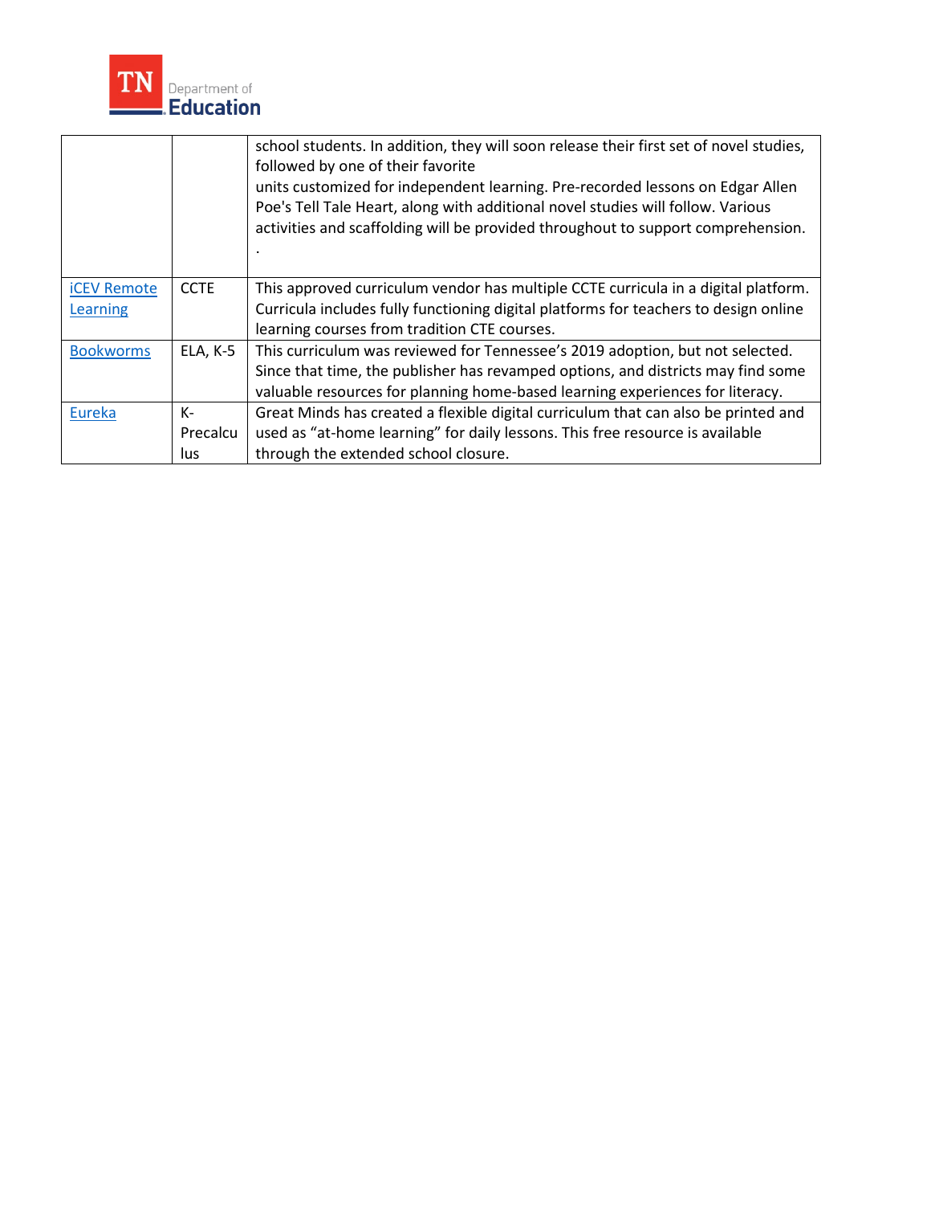| | | |
|---|---|---|
| | | school students. In addition, they will soon release their first set of novel studies, followed by one of their favorite units customized for independent learning. Pre-recorded lessons on Edgar Allen Poe's Tell Tale Heart, along with additional novel studies will follow. Various activities and scaffolding will be provided throughout to support comprehension. . |
| iCEV Remote Learning | CCTE | This approved curriculum vendor has multiple CCTE curricula in a digital platform. Curricula includes fully functioning digital platforms for teachers to design online learning courses from tradition CTE courses. |
| Bookworms | ELA, K-5 | This curriculum was reviewed for Tennessee's 2019 adoption, but not selected. Since that time, the publisher has revamped options, and districts may find some valuable resources for planning home-based learning experiences for literacy. |
| Eureka | K-Precalculus | Great Minds has created a flexible digital curriculum that can also be printed and used as "at-home learning" for daily lessons. This free resource is available through the extended school closure. |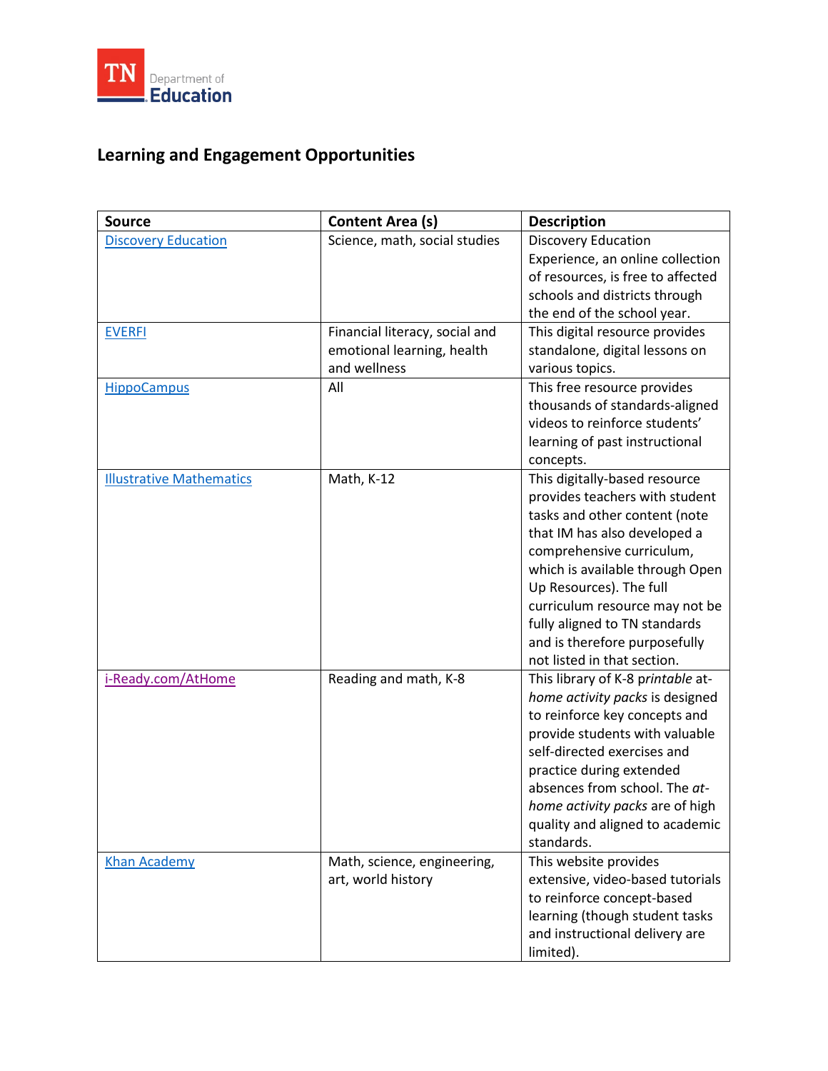## Learning and Engagement Opportunities

| Source | Content Area (s) | Description |
| --- | --- | --- |
| Discovery Education | Science, math, social studies | Discovery Education Experience, an online collection of resources, is free to affected schools and districts through the end of the school year. |
| EVERFI | Financial literacy, social and emotional learning, health and wellness | This digital resource provides standalone, digital lessons on various topics. |
| HippoCampus | All | This free resource provides thousands of standards-aligned videos to reinforce students' learning of past instructional concepts. |
| Illustrative Mathematics | Math, K-12 | This digitally-based resource provides teachers with student tasks and other content (note that IM has also developed a comprehensive curriculum, which is available through Open Up Resources). The full curriculum resource may not be fully aligned to TN standards and is therefore purposefully not listed in that section. |
| i-Ready.com/AtHome | Reading and math, K-8 | This library of K-8 *printable at-home activity packs* is designed to reinforce key concepts and provide students with valuable self-directed exercises and practice during extended absences from school. The *at-home activity packs* are of high quality and aligned to academic standards. |
| Khan Academy | Math, science, engineering, art, world history | This website provides extensive, video-based tutorials to reinforce concept-based learning (though student tasks and instructional delivery are limited). |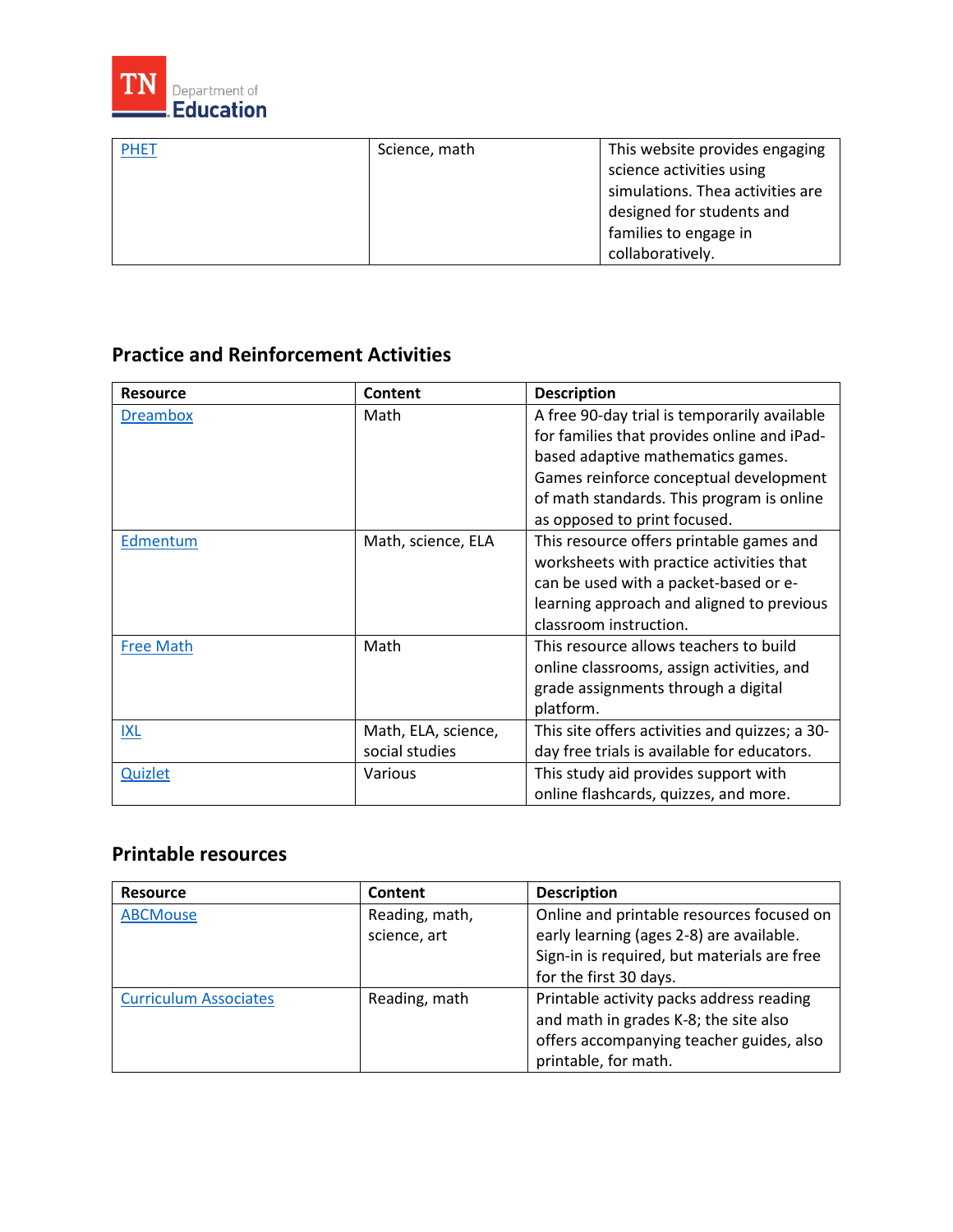| | | |
|---|---|---|
| [PHET]() | Science, math | This website provides engaging science activities using simulations. Thea activities are designed for students and families to engage in collaboratively. |

## Practice and Reinforcement Activities

| Resource | Content | Description |
|---|---|---|
| [Dreambox]() | Math | A free 90-day trial is temporarily available for families that provides online and iPad-based adaptive mathematics games. Games reinforce conceptual development of math standards. This program is online as opposed to print focused. |
| [Edmentum]() | Math, science, ELA | This resource offers printable games and worksheets with practice activities that can be used with a packet-based or e-learning approach and aligned to previous classroom instruction. |
| [Free Math]() | Math | This resource allows teachers to build online classrooms, assign activities, and grade assignments through a digital platform. |
| [IXL]() | Math, ELA, science, social studies | This site offers activities and quizzes; a 30-day free trials is available for educators. |
| [Quizlet]() | Various | This study aid provides support with online flashcards, quizzes, and more. |

## Printable resources

| Resource | Content | Description |
|---|---|---|
| [ABCMouse]() | Reading, math, science, art | Online and printable resources focused on early learning (ages 2-8) are available. Sign-in is required, but materials are free for the first 30 days. |
| [Curriculum Associates]() | Reading, math | Printable activity packs address reading and math in grades K-8; the site also offers accompanying teacher guides, also printable, for math. |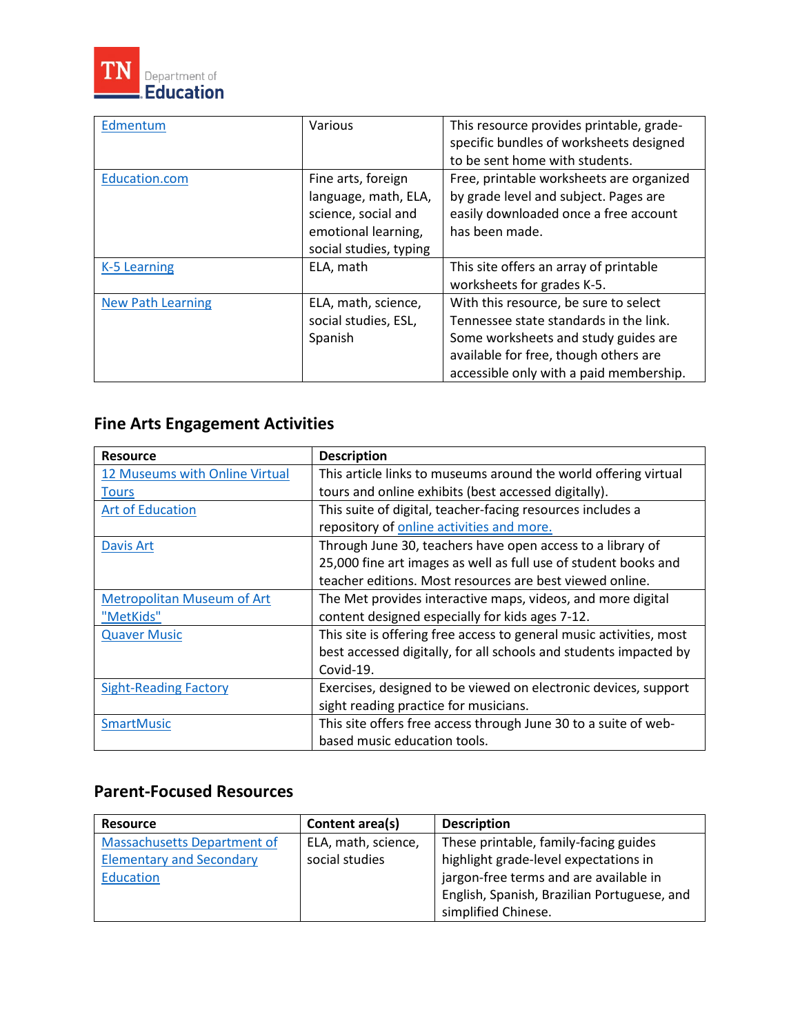| | | |
|---|---|---|
| Edmentum | Various | This resource provides printable, grade-specific bundles of worksheets designed to be sent home with students. |
| Education.com | Fine arts, foreign language, math, ELA, science, social and emotional learning, social studies, typing | Free, printable worksheets are organized by grade level and subject. Pages are easily downloaded once a free account has been made. |
| K-5 Learning | ELA, math | This site offers an array of printable worksheets for grades K-5. |
| New Path Learning | ELA, math, science, social studies, ESL, Spanish | With this resource, be sure to select Tennessee state standards in the link. Some worksheets and study guides are available for free, though others are accessible only with a paid membership. |

## Fine Arts Engagement Activities

| Resource | Description |
|---|---|
| 12 Museums with Online Virtual Tours | This article links to museums around the world offering virtual tours and online exhibits (best accessed digitally). |
| Art of Education | This suite of digital, teacher-facing resources includes a repository of online activities and more. |
| Davis Art | Through June 30, teachers have open access to a library of 25,000 fine art images as well as full use of student books and teacher editions. Most resources are best viewed online. |
| Metropolitan Museum of Art "MetKids" | The Met provides interactive maps, videos, and more digital content designed especially for kids ages 7-12. |
| Quaver Music | This site is offering free access to general music activities, most best accessed digitally, for all schools and students impacted by Covid-19. |
| Sight-Reading Factory | Exercises, designed to be viewed on electronic devices, support sight reading practice for musicians. |
| SmartMusic | This site offers free access through June 30 to a suite of web-based music education tools. |

## Parent-Focused Resources

| Resource | Content area(s) | Description |
|---|---|---|
| Massachusetts Department of Elementary and Secondary Education | ELA, math, science, social studies | These printable, family-facing guides highlight grade-level expectations in jargon-free terms and are available in English, Spanish, Brazilian Portuguese, and simplified Chinese. |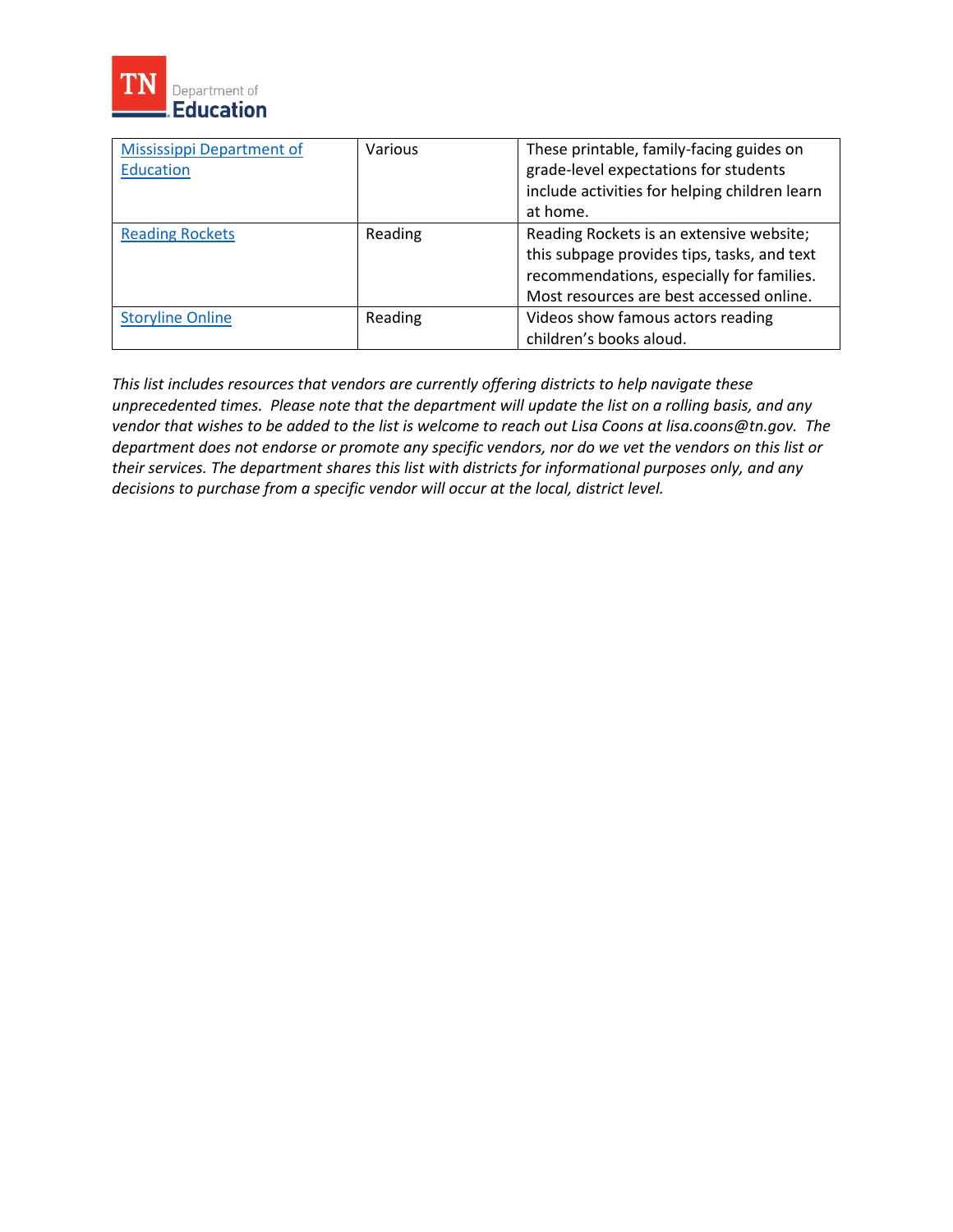| | | |
|---|---|---|
| Mississippi Department of Education | Various | These printable, family-facing guides on grade-level expectations for students include activities for helping children learn at home. |
| Reading Rockets | Reading | Reading Rockets is an extensive website; this subpage provides tips, tasks, and text recommendations, especially for families. Most resources are best accessed online. |
| Storyline Online | Reading | Videos show famous actors reading children's books aloud. |

*This list includes resources that vendors are currently offering districts to help navigate these unprecedented times. Please note that the department will update the list on a rolling basis, and any vendor that wishes to be added to the list is welcome to reach out Lisa Coons at lisa.coons@tn.gov. The department does not endorse or promote any specific vendors, nor do we vet the vendors on this list or their services. The department shares this list with districts for informational purposes only, and any decisions to purchase from a specific vendor will occur at the local, district level.*